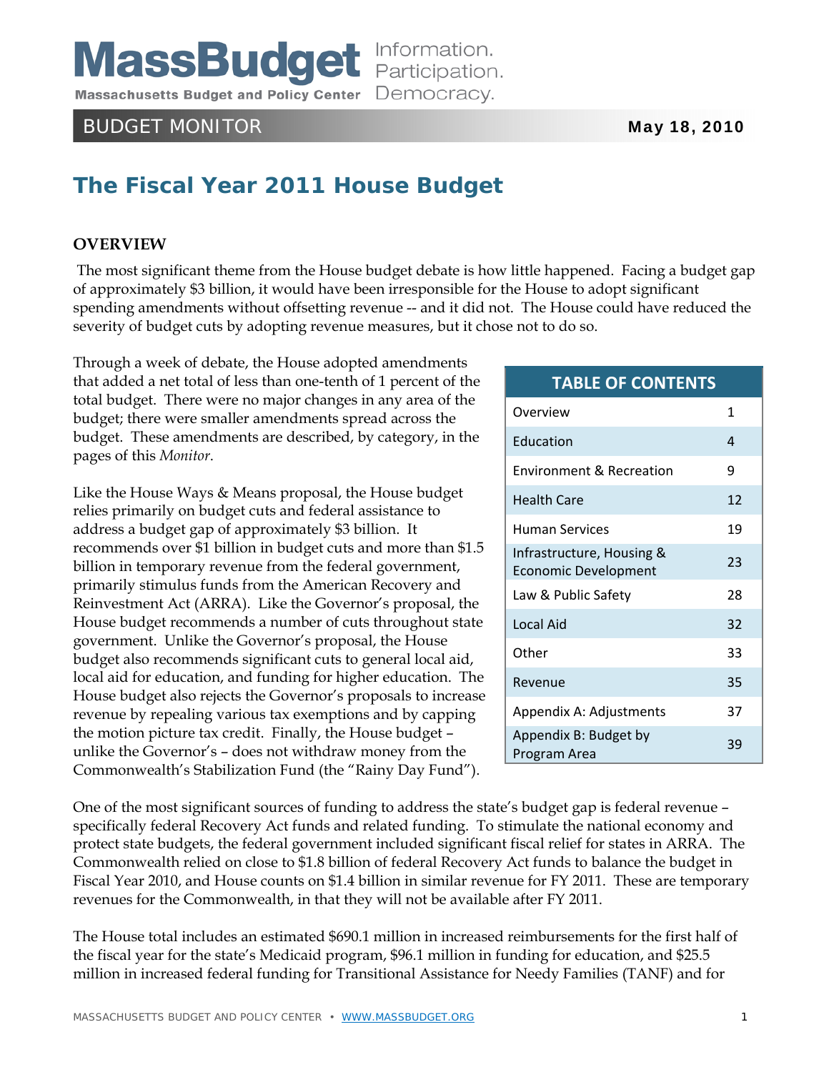MassBudget Information. Participation. Democracy.

Massachusetts Budget and Policy Center

BUDGET MONITOR — May 18, 2010

# The Fiscal Year 2011 House Budget

## OVERVIEW

The most significant theme from the House budget debate is how little happened. Facing a budget gap of approximately $3 billion, it would have been irresponsible for the House to adopt significant spending amendments without offsetting revenue -- and it did not. The House could have reduced the severity of budget cuts by adopting revenue measures, but it chose not to do so.

Through a week of debate, the House adopted amendments that added a net total of less than one-tenth of 1 percent of the total budget. There were no major changes in any area of the budget; there were smaller amendments spread across the budget. These amendments are described, by category, in the pages of this *Monitor*.

| TABLE OF CONTENTS | |
|---|---|
| Overview | 1 |
| Education | 4 |
| Environment & Recreation | 9 |
| Health Care | 12 |
| Human Services | 19 |
| Infrastructure, Housing & Economic Development | 23 |
| Law & Public Safety | 28 |
| Local Aid | 32 |
| Other | 33 |
| Revenue | 35 |
| Appendix A: Adjustments | 37 |
| Appendix B: Budget by Program Area | 39 |

Like the House Ways & Means proposal, the House budget relies primarily on budget cuts and federal assistance to address a budget gap of approximately $3 billion. It recommends over $1 billion in budget cuts and more than $1.5 billion in temporary revenue from the federal government, primarily stimulus funds from the American Recovery and Reinvestment Act (ARRA). Like the Governor's proposal, the House budget recommends a number of cuts throughout state government. Unlike the Governor's proposal, the House budget also recommends significant cuts to general local aid, local aid for education, and funding for higher education. The House budget also rejects the Governor's proposals to increase revenue by repealing various tax exemptions and by capping the motion picture tax credit. Finally, the House budget – unlike the Governor's – does not withdraw money from the Commonwealth's Stabilization Fund (the "Rainy Day Fund").

One of the most significant sources of funding to address the state's budget gap is federal revenue – specifically federal Recovery Act funds and related funding. To stimulate the national economy and protect state budgets, the federal government included significant fiscal relief for states in ARRA. The Commonwealth relied on close to $1.8 billion of federal Recovery Act funds to balance the budget in Fiscal Year 2010, and House counts on $1.4 billion in similar revenue for FY 2011. These are temporary revenues for the Commonwealth, in that they will not be available after FY 2011.

The House total includes an estimated $690.1 million in increased reimbursements for the first half of the fiscal year for the state's Medicaid program, $96.1 million in funding for education, and $25.5 million in increased federal funding for Transitional Assistance for Needy Families (TANF) and for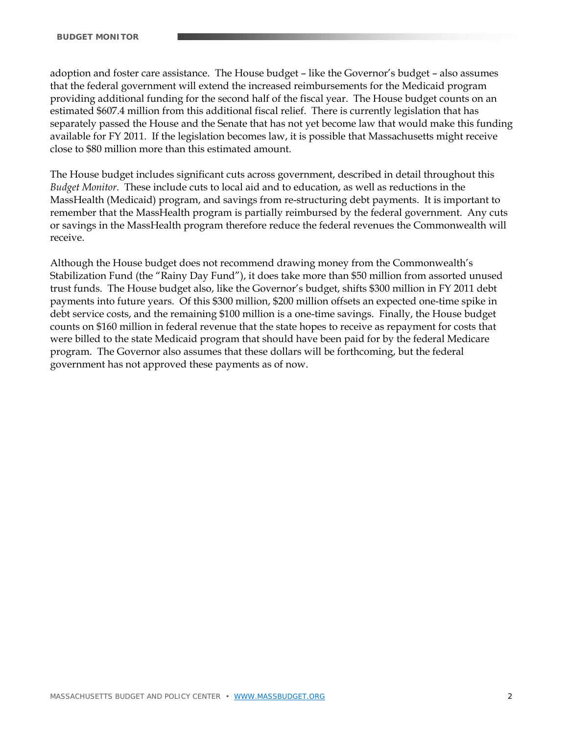adoption and foster care assistance. The House budget – like the Governor's budget – also assumes that the federal government will extend the increased reimbursements for the Medicaid program providing additional funding for the second half of the fiscal year. The House budget counts on an estimated $607.4 million from this additional fiscal relief. There is currently legislation that has separately passed the House and the Senate that has not yet become law that would make this funding available for FY 2011. If the legislation becomes law, it is possible that Massachusetts might receive close to $80 million more than this estimated amount.

The House budget includes significant cuts across government, described in detail throughout this *Budget Monitor*. These include cuts to local aid and to education, as well as reductions in the MassHealth (Medicaid) program, and savings from re-structuring debt payments. It is important to remember that the MassHealth program is partially reimbursed by the federal government. Any cuts or savings in the MassHealth program therefore reduce the federal revenues the Commonwealth will receive.

Although the House budget does not recommend drawing money from the Commonwealth's Stabilization Fund (the "Rainy Day Fund"), it does take more than $50 million from assorted unused trust funds. The House budget also, like the Governor's budget, shifts $300 million in FY 2011 debt payments into future years. Of this $300 million, $200 million offsets an expected one-time spike in debt service costs, and the remaining $100 million is a one-time savings. Finally, the House budget counts on $160 million in federal revenue that the state hopes to receive as repayment for costs that were billed to the state Medicaid program that should have been paid for by the federal Medicare program. The Governor also assumes that these dollars will be forthcoming, but the federal government has not approved these payments as of now.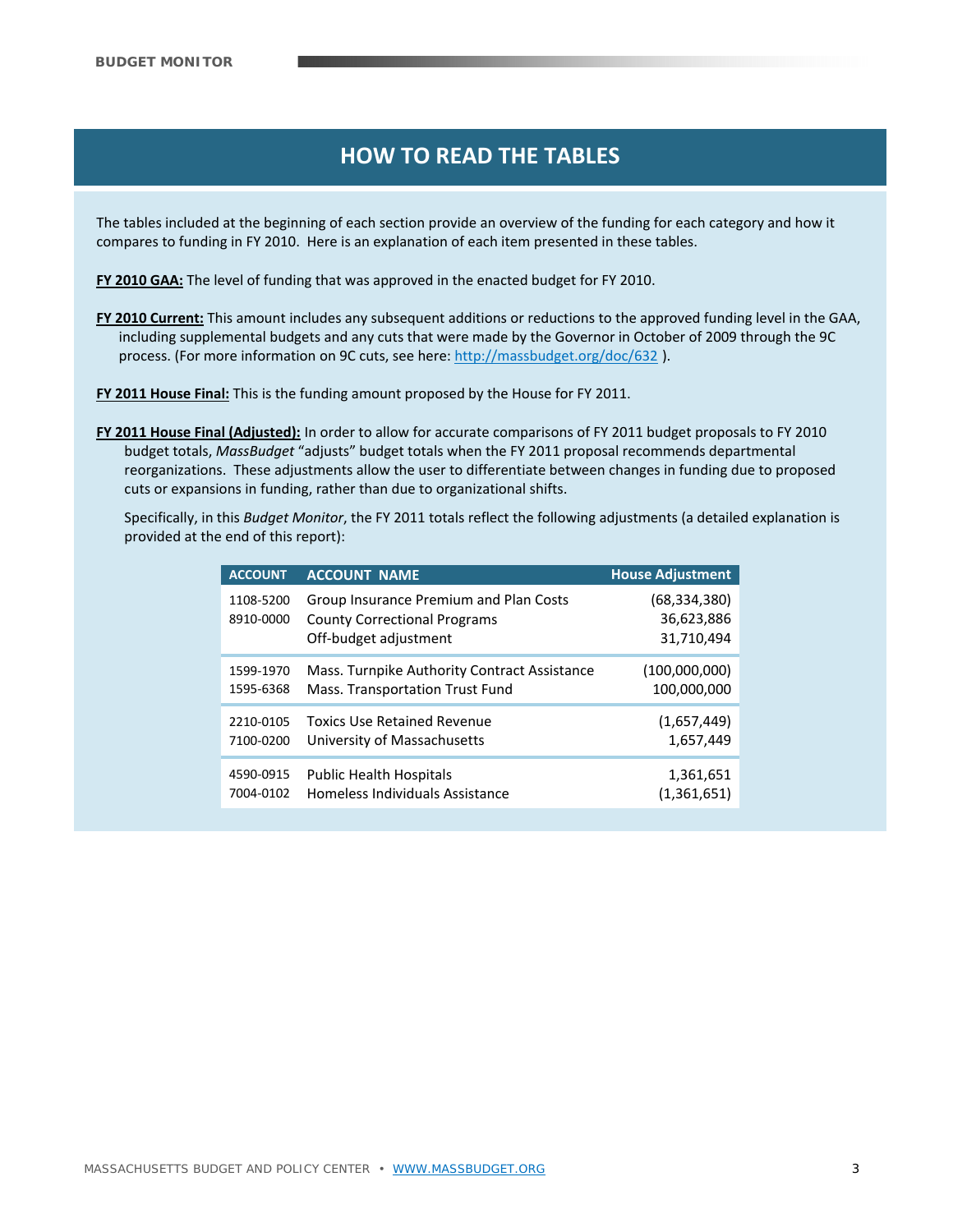# HOW TO READ THE TABLES

The tables included at the beginning of each section provide an overview of the funding for each category and how it compares to funding in FY 2010. Here is an explanation of each item presented in these tables.

**FY 2010 GAA:** The level of funding that was approved in the enacted budget for FY 2010.

**FY 2010 Current:** This amount includes any subsequent additions or reductions to the approved funding level in the GAA, including supplemental budgets and any cuts that were made by the Governor in October of 2009 through the 9C process. (For more information on 9C cuts, see here: http://massbudget.org/doc/632 ).

**FY 2011 House Final:** This is the funding amount proposed by the House for FY 2011.

**FY 2011 House Final (Adjusted):** In order to allow for accurate comparisons of FY 2011 budget proposals to FY 2010 budget totals, *MassBudget* "adjusts" budget totals when the FY 2011 proposal recommends departmental reorganizations. These adjustments allow the user to differentiate between changes in funding due to proposed cuts or expansions in funding, rather than due to organizational shifts.

Specifically, in this *Budget Monitor*, the FY 2011 totals reflect the following adjustments (a detailed explanation is provided at the end of this report):

| ACCOUNT | ACCOUNT NAME | House Adjustment |
|---|---|---|
| 1108-5200 | Group Insurance Premium and Plan Costs | (68,334,380) |
| 8910-0000 | County Correctional Programs | 36,623,886 |
| | Off-budget adjustment | 31,710,494 |
| 1599-1970 | Mass. Turnpike Authority Contract Assistance | (100,000,000) |
| 1595-6368 | Mass. Transportation Trust Fund | 100,000,000 |
| 2210-0105 | Toxics Use Retained Revenue | (1,657,449) |
| 7100-0200 | University of Massachusetts | 1,657,449 |
| 4590-0915 | Public Health Hospitals | 1,361,651 |
| 7004-0102 | Homeless Individuals Assistance | (1,361,651) |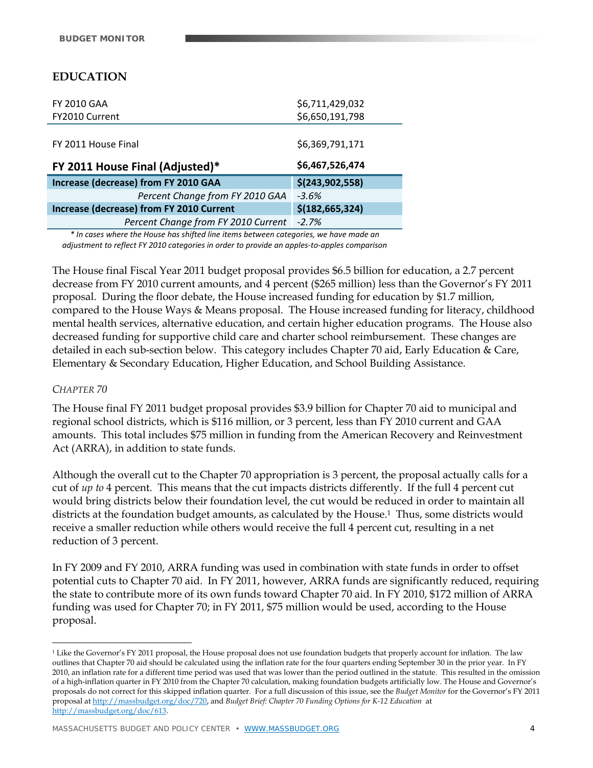## EDUCATION

| | |
|---|---|
| FY 2010 GAA | $6,711,429,032 |
| FY2010 Current | $6,650,191,798 |
| FY 2011 House Final | $6,369,791,171 |
| **FY 2011 House Final (Adjusted)*** | **$6,467,526,474** |
| **Increase (decrease) from FY 2010 GAA** | **$(243,902,558)** |
| *Percent Change from FY 2010 GAA* | *-3.6%* |
| **Increase (decrease) from FY 2010 Current** | **$(182,665,324)** |
| *Percent Change from FY 2010 Current* | *-2.7%* |

*\* In cases where the House has shifted line items between categories, we have made an adjustment to reflect FY 2010 categories in order to provide an apples-to-apples comparison*

The House final Fiscal Year 2011 budget proposal provides $6.5 billion for education, a 2.7 percent decrease from FY 2010 current amounts, and 4 percent ($265 million) less than the Governor's FY 2011 proposal. During the floor debate, the House increased funding for education by $1.7 million, compared to the House Ways & Means proposal. The House increased funding for literacy, childhood mental health services, alternative education, and certain higher education programs. The House also decreased funding for supportive child care and charter school reimbursement. These changes are detailed in each sub-section below. This category includes Chapter 70 aid, Early Education & Care, Elementary & Secondary Education, Higher Education, and School Building Assistance.

### *CHAPTER 70*

The House final FY 2011 budget proposal provides $3.9 billion for Chapter 70 aid to municipal and regional school districts, which is $116 million, or 3 percent, less than FY 2010 current and GAA amounts. This total includes $75 million in funding from the American Recovery and Reinvestment Act (ARRA), in addition to state funds.

Although the overall cut to the Chapter 70 appropriation is 3 percent, the proposal actually calls for a cut of *up to* 4 percent. This means that the cut impacts districts differently. If the full 4 percent cut would bring districts below their foundation level, the cut would be reduced in order to maintain all districts at the foundation budget amounts, as calculated by the House.[1] Thus, some districts would receive a smaller reduction while others would receive the full 4 percent cut, resulting in a net reduction of 3 percent.

In FY 2009 and FY 2010, ARRA funding was used in combination with state funds in order to offset potential cuts to Chapter 70 aid. In FY 2011, however, ARRA funds are significantly reduced, requiring the state to contribute more of its own funds toward Chapter 70 aid. In FY 2010, $172 million of ARRA funding was used for Chapter 70; in FY 2011, $75 million would be used, according to the House proposal.

---

[1] Like the Governor's FY 2011 proposal, the House proposal does not use foundation budgets that properly account for inflation. The law outlines that Chapter 70 aid should be calculated using the inflation rate for the four quarters ending September 30 in the prior year. In FY 2010, an inflation rate for a different time period was used that was lower than the period outlined in the statute. This resulted in the omission of a high-inflation quarter in FY 2010 from the Chapter 70 calculation, making foundation budgets artificially low. The House and Governor's proposals do not correct for this skipped inflation quarter. For a full discussion of this issue, see the *Budget Monitor* for the Governor's FY 2011 proposal at http://massbudget.org/doc/720, and *Budget Brief: Chapter 70 Funding Options for K-12 Education* at http://massbudget.org/doc/613.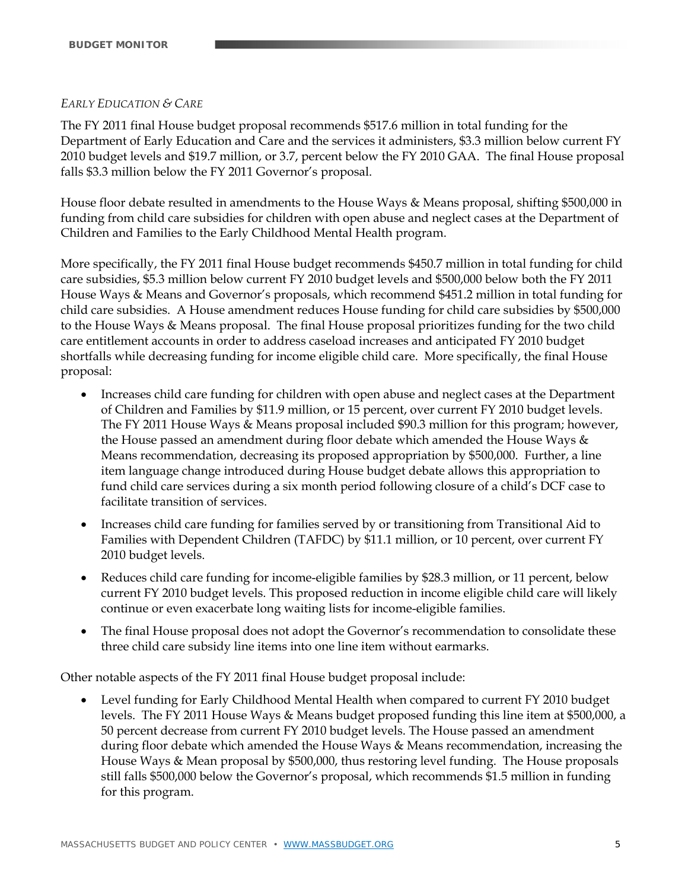*EARLY EDUCATION & CARE*

The FY 2011 final House budget proposal recommends $517.6 million in total funding for the Department of Early Education and Care and the services it administers, $3.3 million below current FY 2010 budget levels and $19.7 million, or 3.7, percent below the FY 2010 GAA. The final House proposal falls $3.3 million below the FY 2011 Governor's proposal.

House floor debate resulted in amendments to the House Ways & Means proposal, shifting $500,000 in funding from child care subsidies for children with open abuse and neglect cases at the Department of Children and Families to the Early Childhood Mental Health program.

More specifically, the FY 2011 final House budget recommends $450.7 million in total funding for child care subsidies, $5.3 million below current FY 2010 budget levels and $500,000 below both the FY 2011 House Ways & Means and Governor's proposals, which recommend $451.2 million in total funding for child care subsidies. A House amendment reduces House funding for child care subsidies by $500,000 to the House Ways & Means proposal. The final House proposal prioritizes funding for the two child care entitlement accounts in order to address caseload increases and anticipated FY 2010 budget shortfalls while decreasing funding for income eligible child care. More specifically, the final House proposal:

- Increases child care funding for children with open abuse and neglect cases at the Department of Children and Families by $11.9 million, or 15 percent, over current FY 2010 budget levels. The FY 2011 House Ways & Means proposal included $90.3 million for this program; however, the House passed an amendment during floor debate which amended the House Ways & Means recommendation, decreasing its proposed appropriation by $500,000. Further, a line item language change introduced during House budget debate allows this appropriation to fund child care services during a six month period following closure of a child's DCF case to facilitate transition of services.
- Increases child care funding for families served by or transitioning from Transitional Aid to Families with Dependent Children (TAFDC) by $11.1 million, or 10 percent, over current FY 2010 budget levels.
- Reduces child care funding for income-eligible families by $28.3 million, or 11 percent, below current FY 2010 budget levels. This proposed reduction in income eligible child care will likely continue or even exacerbate long waiting lists for income-eligible families.
- The final House proposal does not adopt the Governor's recommendation to consolidate these three child care subsidy line items into one line item without earmarks.

Other notable aspects of the FY 2011 final House budget proposal include:

- Level funding for Early Childhood Mental Health when compared to current FY 2010 budget levels. The FY 2011 House Ways & Means budget proposed funding this line item at $500,000, a 50 percent decrease from current FY 2010 budget levels. The House passed an amendment during floor debate which amended the House Ways & Means recommendation, increasing the House Ways & Mean proposal by $500,000, thus restoring level funding. The House proposals still falls $500,000 below the Governor's proposal, which recommends $1.5 million in funding for this program.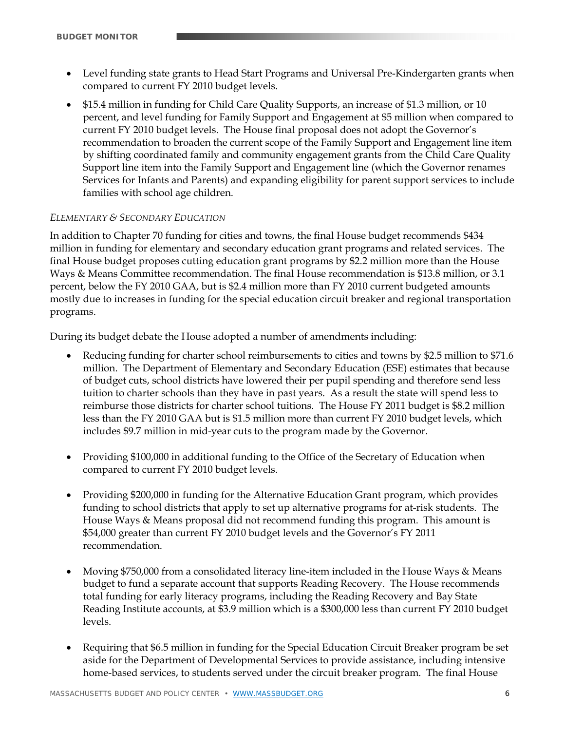- Level funding state grants to Head Start Programs and Universal Pre-Kindergarten grants when compared to current FY 2010 budget levels.
- $15.4 million in funding for Child Care Quality Supports, an increase of $1.3 million, or 10 percent, and level funding for Family Support and Engagement at $5 million when compared to current FY 2010 budget levels. The House final proposal does not adopt the Governor's recommendation to broaden the current scope of the Family Support and Engagement line item by shifting coordinated family and community engagement grants from the Child Care Quality Support line item into the Family Support and Engagement line (which the Governor renames Services for Infants and Parents) and expanding eligibility for parent support services to include families with school age children.

*ELEMENTARY & SECONDARY EDUCATION*

In addition to Chapter 70 funding for cities and towns, the final House budget recommends $434 million in funding for elementary and secondary education grant programs and related services. The final House budget proposes cutting education grant programs by $2.2 million more than the House Ways & Means Committee recommendation. The final House recommendation is $13.8 million, or 3.1 percent, below the FY 2010 GAA, but is $2.4 million more than FY 2010 current budgeted amounts mostly due to increases in funding for the special education circuit breaker and regional transportation programs.

During its budget debate the House adopted a number of amendments including:

- Reducing funding for charter school reimbursements to cities and towns by $2.5 million to $71.6 million. The Department of Elementary and Secondary Education (ESE) estimates that because of budget cuts, school districts have lowered their per pupil spending and therefore send less tuition to charter schools than they have in past years. As a result the state will spend less to reimburse those districts for charter school tuitions. The House FY 2011 budget is $8.2 million less than the FY 2010 GAA but is $1.5 million more than current FY 2010 budget levels, which includes $9.7 million in mid-year cuts to the program made by the Governor.

- Providing $100,000 in additional funding to the Office of the Secretary of Education when compared to current FY 2010 budget levels.

- Providing $200,000 in funding for the Alternative Education Grant program, which provides funding to school districts that apply to set up alternative programs for at-risk students. The House Ways & Means proposal did not recommend funding this program. This amount is $54,000 greater than current FY 2010 budget levels and the Governor's FY 2011 recommendation.

- Moving $750,000 from a consolidated literacy line-item included in the House Ways & Means budget to fund a separate account that supports Reading Recovery. The House recommends total funding for early literacy programs, including the Reading Recovery and Bay State Reading Institute accounts, at $3.9 million which is a $300,000 less than current FY 2010 budget levels.

- Requiring that $6.5 million in funding for the Special Education Circuit Breaker program be set aside for the Department of Developmental Services to provide assistance, including intensive home-based services, to students served under the circuit breaker program. The final House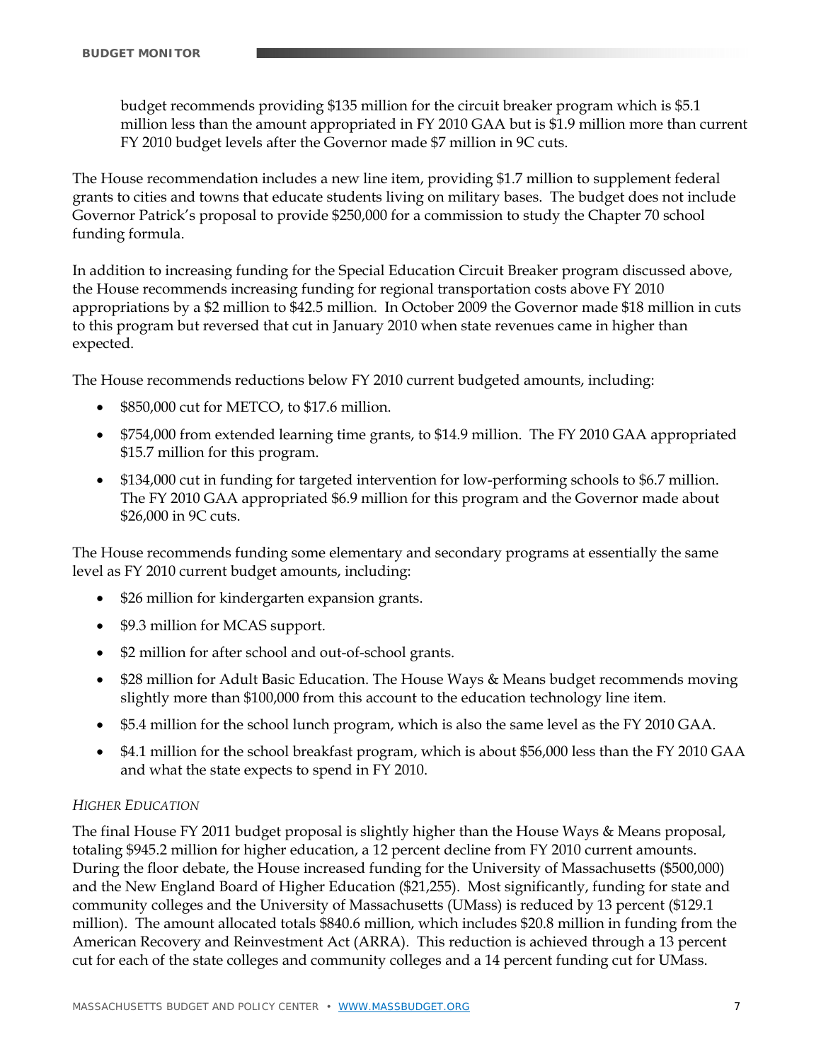budget recommends providing $135 million for the circuit breaker program which is $5.1 million less than the amount appropriated in FY 2010 GAA but is $1.9 million more than current FY 2010 budget levels after the Governor made $7 million in 9C cuts.

The House recommendation includes a new line item, providing $1.7 million to supplement federal grants to cities and towns that educate students living on military bases. The budget does not include Governor Patrick's proposal to provide $250,000 for a commission to study the Chapter 70 school funding formula.

In addition to increasing funding for the Special Education Circuit Breaker program discussed above, the House recommends increasing funding for regional transportation costs above FY 2010 appropriations by a $2 million to $42.5 million. In October 2009 the Governor made $18 million in cuts to this program but reversed that cut in January 2010 when state revenues came in higher than expected.

The House recommends reductions below FY 2010 current budgeted amounts, including:

- $850,000 cut for METCO, to $17.6 million.
- $754,000 from extended learning time grants, to $14.9 million. The FY 2010 GAA appropriated $15.7 million for this program.
- $134,000 cut in funding for targeted intervention for low-performing schools to $6.7 million. The FY 2010 GAA appropriated $6.9 million for this program and the Governor made about $26,000 in 9C cuts.

The House recommends funding some elementary and secondary programs at essentially the same level as FY 2010 current budget amounts, including:

- $26 million for kindergarten expansion grants.
- $9.3 million for MCAS support.
- $2 million for after school and out-of-school grants.
- $28 million for Adult Basic Education. The House Ways & Means budget recommends moving slightly more than $100,000 from this account to the education technology line item.
- $5.4 million for the school lunch program, which is also the same level as the FY 2010 GAA.
- $4.1 million for the school breakfast program, which is about $56,000 less than the FY 2010 GAA and what the state expects to spend in FY 2010.

*HIGHER EDUCATION*

The final House FY 2011 budget proposal is slightly higher than the House Ways & Means proposal, totaling $945.2 million for higher education, a 12 percent decline from FY 2010 current amounts. During the floor debate, the House increased funding for the University of Massachusetts ($500,000) and the New England Board of Higher Education ($21,255). Most significantly, funding for state and community colleges and the University of Massachusetts (UMass) is reduced by 13 percent ($129.1 million). The amount allocated totals $840.6 million, which includes $20.8 million in funding from the American Recovery and Reinvestment Act (ARRA). This reduction is achieved through a 13 percent cut for each of the state colleges and community colleges and a 14 percent funding cut for UMass.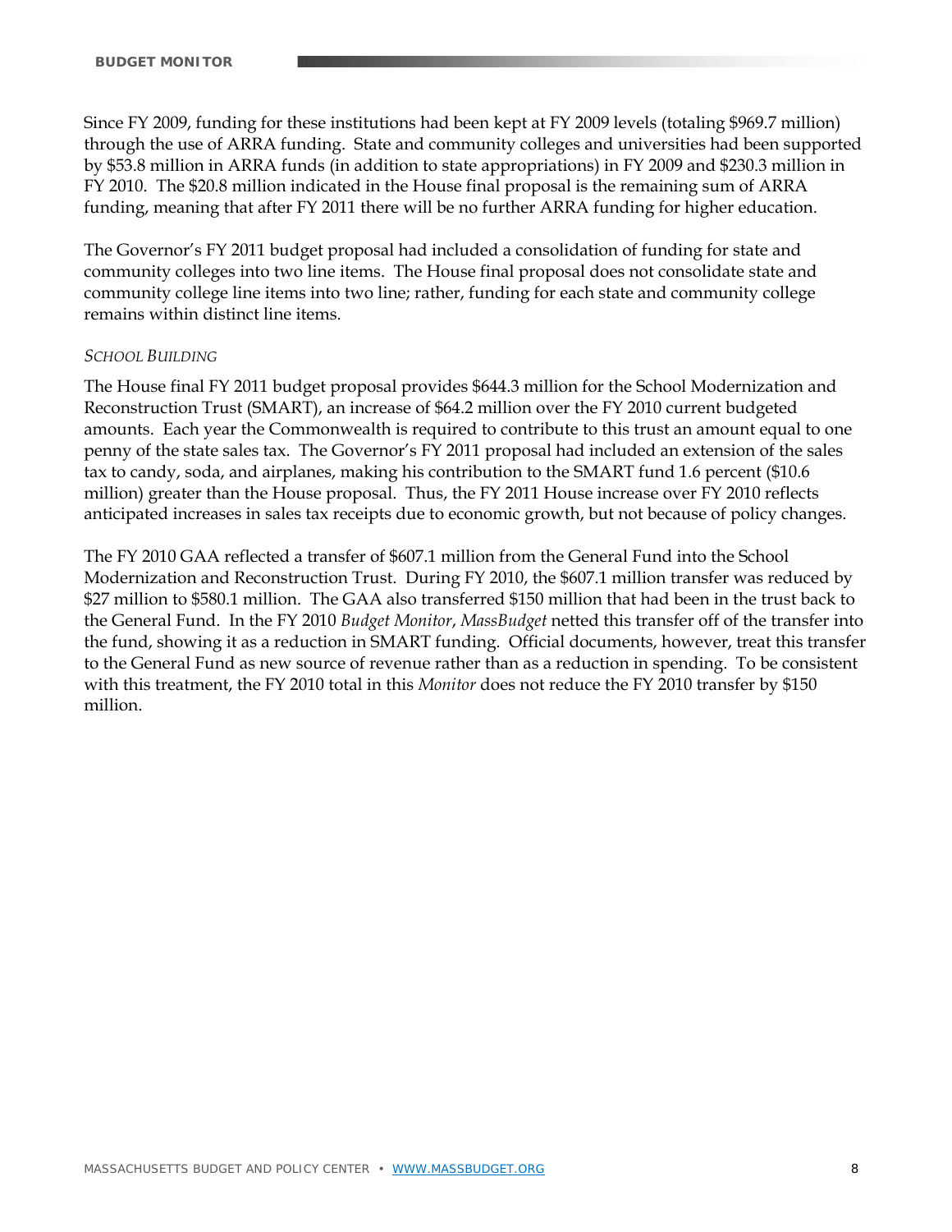Since FY 2009, funding for these institutions had been kept at FY 2009 levels (totaling $969.7 million) through the use of ARRA funding. State and community colleges and universities had been supported by $53.8 million in ARRA funds (in addition to state appropriations) in FY 2009 and $230.3 million in FY 2010. The $20.8 million indicated in the House final proposal is the remaining sum of ARRA funding, meaning that after FY 2011 there will be no further ARRA funding for higher education.

The Governor's FY 2011 budget proposal had included a consolidation of funding for state and community colleges into two line items. The House final proposal does not consolidate state and community college line items into two line; rather, funding for each state and community college remains within distinct line items.

*SCHOOL BUILDING*

The House final FY 2011 budget proposal provides $644.3 million for the School Modernization and Reconstruction Trust (SMART), an increase of $64.2 million over the FY 2010 current budgeted amounts. Each year the Commonwealth is required to contribute to this trust an amount equal to one penny of the state sales tax. The Governor's FY 2011 proposal had included an extension of the sales tax to candy, soda, and airplanes, making his contribution to the SMART fund 1.6 percent ($10.6 million) greater than the House proposal. Thus, the FY 2011 House increase over FY 2010 reflects anticipated increases in sales tax receipts due to economic growth, but not because of policy changes.

The FY 2010 GAA reflected a transfer of $607.1 million from the General Fund into the School Modernization and Reconstruction Trust. During FY 2010, the $607.1 million transfer was reduced by $27 million to $580.1 million. The GAA also transferred $150 million that had been in the trust back to the General Fund. In the FY 2010 *Budget Monitor*, *MassBudget* netted this transfer off of the transfer into the fund, showing it as a reduction in SMART funding. Official documents, however, treat this transfer to the General Fund as new source of revenue rather than as a reduction in spending. To be consistent with this treatment, the FY 2010 total in this *Monitor* does not reduce the FY 2010 transfer by $150 million.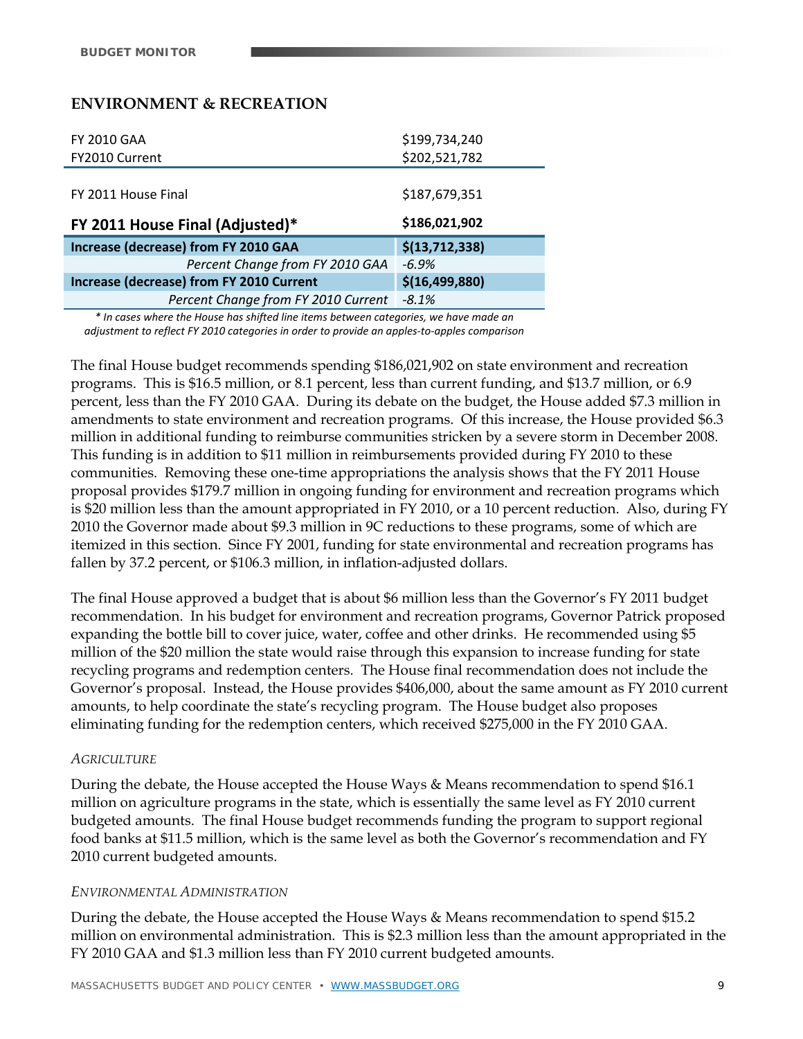## ENVIRONMENT & RECREATION

| | |
|---|---|
| FY 2010 GAA | $199,734,240 |
| FY2010 Current | $202,521,782 |
| FY 2011 House Final | $187,679,351 |
| **FY 2011 House Final (Adjusted)*** | **$186,021,902** |
| **Increase (decrease) from FY 2010 GAA** | **$(13,712,338)** |
| *Percent Change from FY 2010 GAA* | *-6.9%* |
| **Increase (decrease) from FY 2010 Current** | **$(16,499,880)** |
| *Percent Change from FY 2010 Current* | *-8.1%* |

*\* In cases where the House has shifted line items between categories, we have made an adjustment to reflect FY 2010 categories in order to provide an apples-to-apples comparison*

The final House budget recommends spending $186,021,902 on state environment and recreation programs. This is $16.5 million, or 8.1 percent, less than current funding, and $13.7 million, or 6.9 percent, less than the FY 2010 GAA. During its debate on the budget, the House added $7.3 million in amendments to state environment and recreation programs. Of this increase, the House provided $6.3 million in additional funding to reimburse communities stricken by a severe storm in December 2008. This funding is in addition to $11 million in reimbursements provided during FY 2010 to these communities. Removing these one-time appropriations the analysis shows that the FY 2011 House proposal provides $179.7 million in ongoing funding for environment and recreation programs which is $20 million less than the amount appropriated in FY 2010, or a 10 percent reduction. Also, during FY 2010 the Governor made about $9.3 million in 9C reductions to these programs, some of which are itemized in this section. Since FY 2001, funding for state environmental and recreation programs has fallen by 37.2 percent, or $106.3 million, in inflation-adjusted dollars.

The final House approved a budget that is about $6 million less than the Governor's FY 2011 budget recommendation. In his budget for environment and recreation programs, Governor Patrick proposed expanding the bottle bill to cover juice, water, coffee and other drinks. He recommended using $5 million of the $20 million the state would raise through this expansion to increase funding for state recycling programs and redemption centers. The House final recommendation does not include the Governor's proposal. Instead, the House provides $406,000, about the same amount as FY 2010 current amounts, to help coordinate the state's recycling program. The House budget also proposes eliminating funding for the redemption centers, which received $275,000 in the FY 2010 GAA.

### *AGRICULTURE*

During the debate, the House accepted the House Ways & Means recommendation to spend $16.1 million on agriculture programs in the state, which is essentially the same level as FY 2010 current budgeted amounts. The final House budget recommends funding the program to support regional food banks at $11.5 million, which is the same level as both the Governor's recommendation and FY 2010 current budgeted amounts.

### *ENVIRONMENTAL ADMINISTRATION*

During the debate, the House accepted the House Ways & Means recommendation to spend $15.2 million on environmental administration. This is $2.3 million less than the amount appropriated in the FY 2010 GAA and $1.3 million less than FY 2010 current budgeted amounts.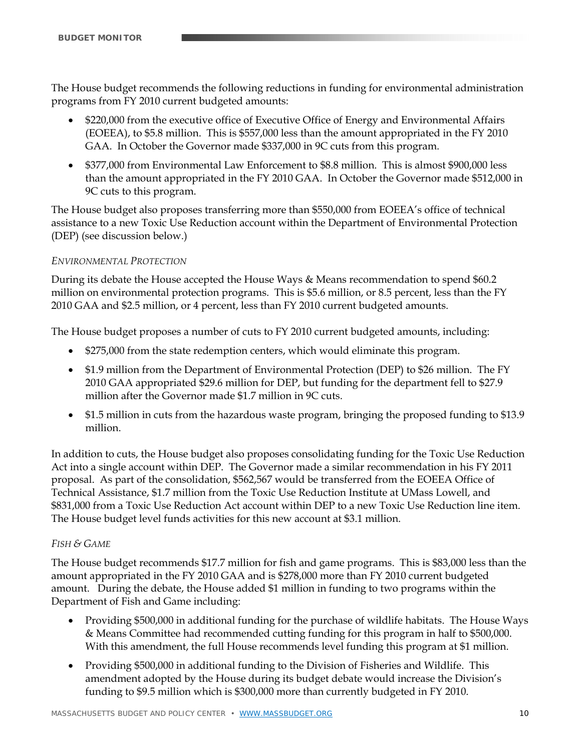The House budget recommends the following reductions in funding for environmental administration programs from FY 2010 current budgeted amounts:

- $220,000 from the executive office of Executive Office of Energy and Environmental Affairs (EOEEA), to $5.8 million. This is $557,000 less than the amount appropriated in the FY 2010 GAA. In October the Governor made $337,000 in 9C cuts from this program.
- $377,000 from Environmental Law Enforcement to $8.8 million. This is almost $900,000 less than the amount appropriated in the FY 2010 GAA. In October the Governor made $512,000 in 9C cuts to this program.

The House budget also proposes transferring more than $550,000 from EOEEA's office of technical assistance to a new Toxic Use Reduction account within the Department of Environmental Protection (DEP) (see discussion below.)

*ENVIRONMENTAL PROTECTION*

During its debate the House accepted the House Ways & Means recommendation to spend $60.2 million on environmental protection programs. This is $5.6 million, or 8.5 percent, less than the FY 2010 GAA and $2.5 million, or 4 percent, less than FY 2010 current budgeted amounts.

The House budget proposes a number of cuts to FY 2010 current budgeted amounts, including:

- $275,000 from the state redemption centers, which would eliminate this program.
- $1.9 million from the Department of Environmental Protection (DEP) to $26 million. The FY 2010 GAA appropriated $29.6 million for DEP, but funding for the department fell to $27.9 million after the Governor made $1.7 million in 9C cuts.
- $1.5 million in cuts from the hazardous waste program, bringing the proposed funding to $13.9 million.

In addition to cuts, the House budget also proposes consolidating funding for the Toxic Use Reduction Act into a single account within DEP. The Governor made a similar recommendation in his FY 2011 proposal. As part of the consolidation, $562,567 would be transferred from the EOEEA Office of Technical Assistance, $1.7 million from the Toxic Use Reduction Institute at UMass Lowell, and $831,000 from a Toxic Use Reduction Act account within DEP to a new Toxic Use Reduction line item. The House budget level funds activities for this new account at $3.1 million.

*FISH & GAME*

The House budget recommends $17.7 million for fish and game programs. This is $83,000 less than the amount appropriated in the FY 2010 GAA and is $278,000 more than FY 2010 current budgeted amount. During the debate, the House added $1 million in funding to two programs within the Department of Fish and Game including:

- Providing $500,000 in additional funding for the purchase of wildlife habitats. The House Ways & Means Committee had recommended cutting funding for this program in half to $500,000. With this amendment, the full House recommends level funding this program at $1 million.
- Providing $500,000 in additional funding to the Division of Fisheries and Wildlife. This amendment adopted by the House during its budget debate would increase the Division's funding to $9.5 million which is $300,000 more than currently budgeted in FY 2010.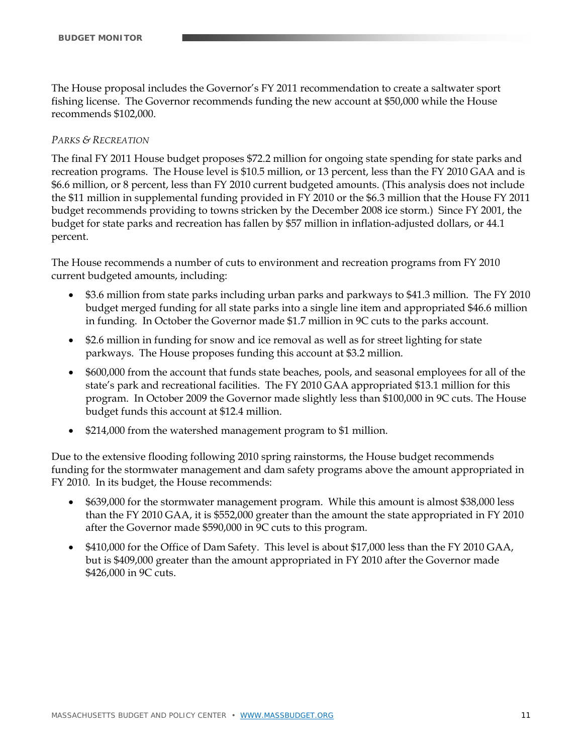The House proposal includes the Governor's FY 2011 recommendation to create a saltwater sport fishing license. The Governor recommends funding the new account at $50,000 while the House recommends $102,000.

*PARKS & RECREATION*

The final FY 2011 House budget proposes $72.2 million for ongoing state spending for state parks and recreation programs. The House level is $10.5 million, or 13 percent, less than the FY 2010 GAA and is $6.6 million, or 8 percent, less than FY 2010 current budgeted amounts. (This analysis does not include the $11 million in supplemental funding provided in FY 2010 or the $6.3 million that the House FY 2011 budget recommends providing to towns stricken by the December 2008 ice storm.) Since FY 2001, the budget for state parks and recreation has fallen by $57 million in inflation-adjusted dollars, or 44.1 percent.

The House recommends a number of cuts to environment and recreation programs from FY 2010 current budgeted amounts, including:

- $3.6 million from state parks including urban parks and parkways to $41.3 million. The FY 2010 budget merged funding for all state parks into a single line item and appropriated $46.6 million in funding. In October the Governor made $1.7 million in 9C cuts to the parks account.
- $2.6 million in funding for snow and ice removal as well as for street lighting for state parkways. The House proposes funding this account at $3.2 million.
- $600,000 from the account that funds state beaches, pools, and seasonal employees for all of the state's park and recreational facilities. The FY 2010 GAA appropriated $13.1 million for this program. In October 2009 the Governor made slightly less than $100,000 in 9C cuts. The House budget funds this account at $12.4 million.
- $214,000 from the watershed management program to $1 million.

Due to the extensive flooding following 2010 spring rainstorms, the House budget recommends funding for the stormwater management and dam safety programs above the amount appropriated in FY 2010. In its budget, the House recommends:

- $639,000 for the stormwater management program. While this amount is almost $38,000 less than the FY 2010 GAA, it is $552,000 greater than the amount the state appropriated in FY 2010 after the Governor made $590,000 in 9C cuts to this program.
- $410,000 for the Office of Dam Safety. This level is about $17,000 less than the FY 2010 GAA, but is $409,000 greater than the amount appropriated in FY 2010 after the Governor made $426,000 in 9C cuts.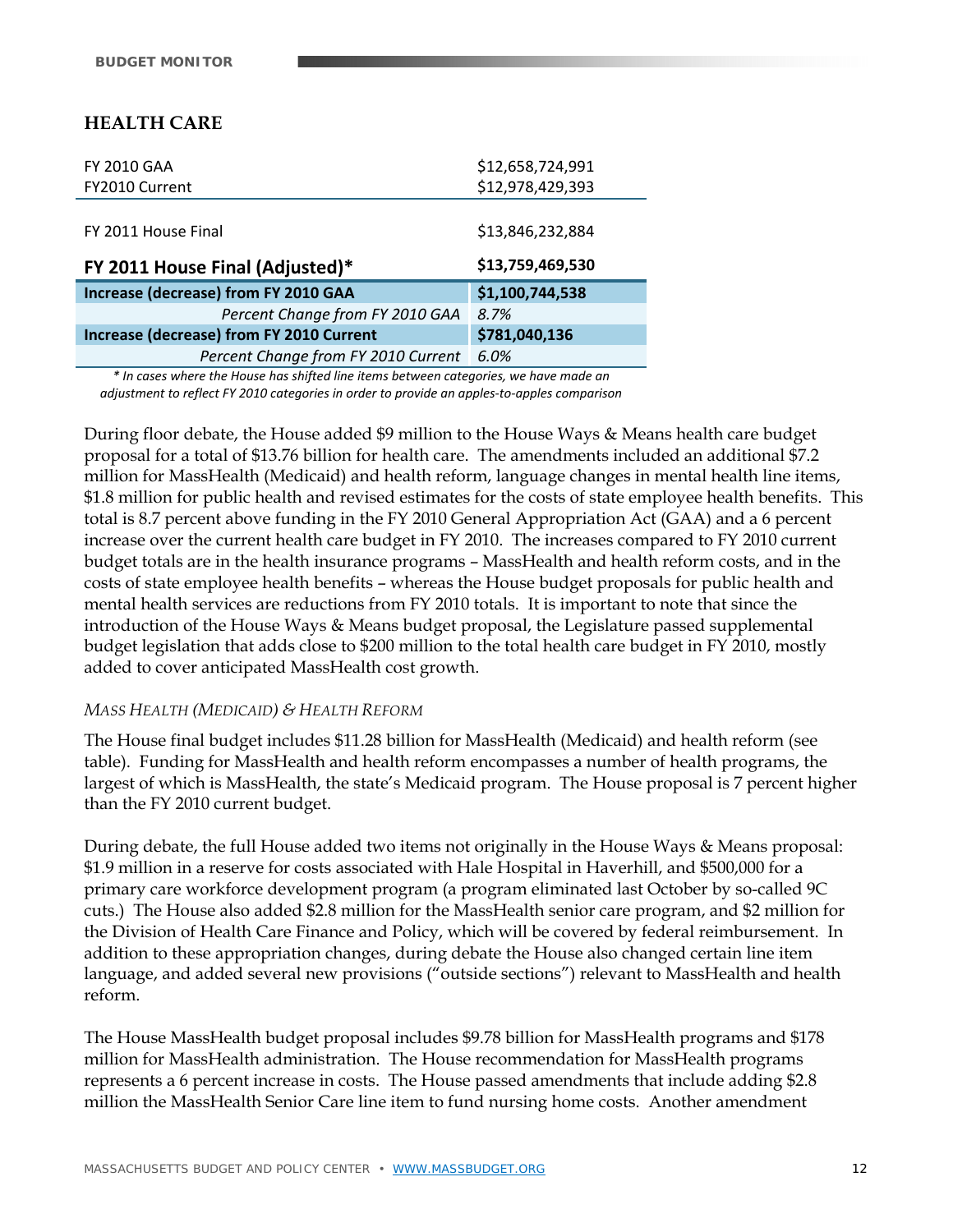## HEALTH CARE

| | |
|---|---|
| FY 2010 GAA | $12,658,724,991 |
| FY2010 Current | $12,978,429,393 |
| FY 2011 House Final | $13,846,232,884 |
| **FY 2011 House Final (Adjusted)*** | **$13,759,469,530** |
| **Increase (decrease) from FY 2010 GAA** | **$1,100,744,538** |
| *Percent Change from FY 2010 GAA* | *8.7%* |
| **Increase (decrease) from FY 2010 Current** | **$781,040,136** |
| *Percent Change from FY 2010 Current* | *6.0%* |

*\* In cases where the House has shifted line items between categories, we have made an adjustment to reflect FY 2010 categories in order to provide an apples-to-apples comparison*

During floor debate, the House added $9 million to the House Ways & Means health care budget proposal for a total of $13.76 billion for health care. The amendments included an additional $7.2 million for MassHealth (Medicaid) and health reform, language changes in mental health line items, $1.8 million for public health and revised estimates for the costs of state employee health benefits. This total is 8.7 percent above funding in the FY 2010 General Appropriation Act (GAA) and a 6 percent increase over the current health care budget in FY 2010. The increases compared to FY 2010 current budget totals are in the health insurance programs – MassHealth and health reform costs, and in the costs of state employee health benefits – whereas the House budget proposals for public health and mental health services are reductions from FY 2010 totals. It is important to note that since the introduction of the House Ways & Means budget proposal, the Legislature passed supplemental budget legislation that adds close to $200 million to the total health care budget in FY 2010, mostly added to cover anticipated MassHealth cost growth.

### *MASS HEALTH (MEDICAID) & HEALTH REFORM*

The House final budget includes $11.28 billion for MassHealth (Medicaid) and health reform (see table). Funding for MassHealth and health reform encompasses a number of health programs, the largest of which is MassHealth, the state's Medicaid program. The House proposal is 7 percent higher than the FY 2010 current budget.

During debate, the full House added two items not originally in the House Ways & Means proposal: $1.9 million in a reserve for costs associated with Hale Hospital in Haverhill, and $500,000 for a primary care workforce development program (a program eliminated last October by so-called 9C cuts.) The House also added $2.8 million for the MassHealth senior care program, and $2 million for the Division of Health Care Finance and Policy, which will be covered by federal reimbursement. In addition to these appropriation changes, during debate the House also changed certain line item language, and added several new provisions ("outside sections") relevant to MassHealth and health reform.

The House MassHealth budget proposal includes $9.78 billion for MassHealth programs and $178 million for MassHealth administration. The House recommendation for MassHealth programs represents a 6 percent increase in costs. The House passed amendments that include adding $2.8 million the MassHealth Senior Care line item to fund nursing home costs. Another amendment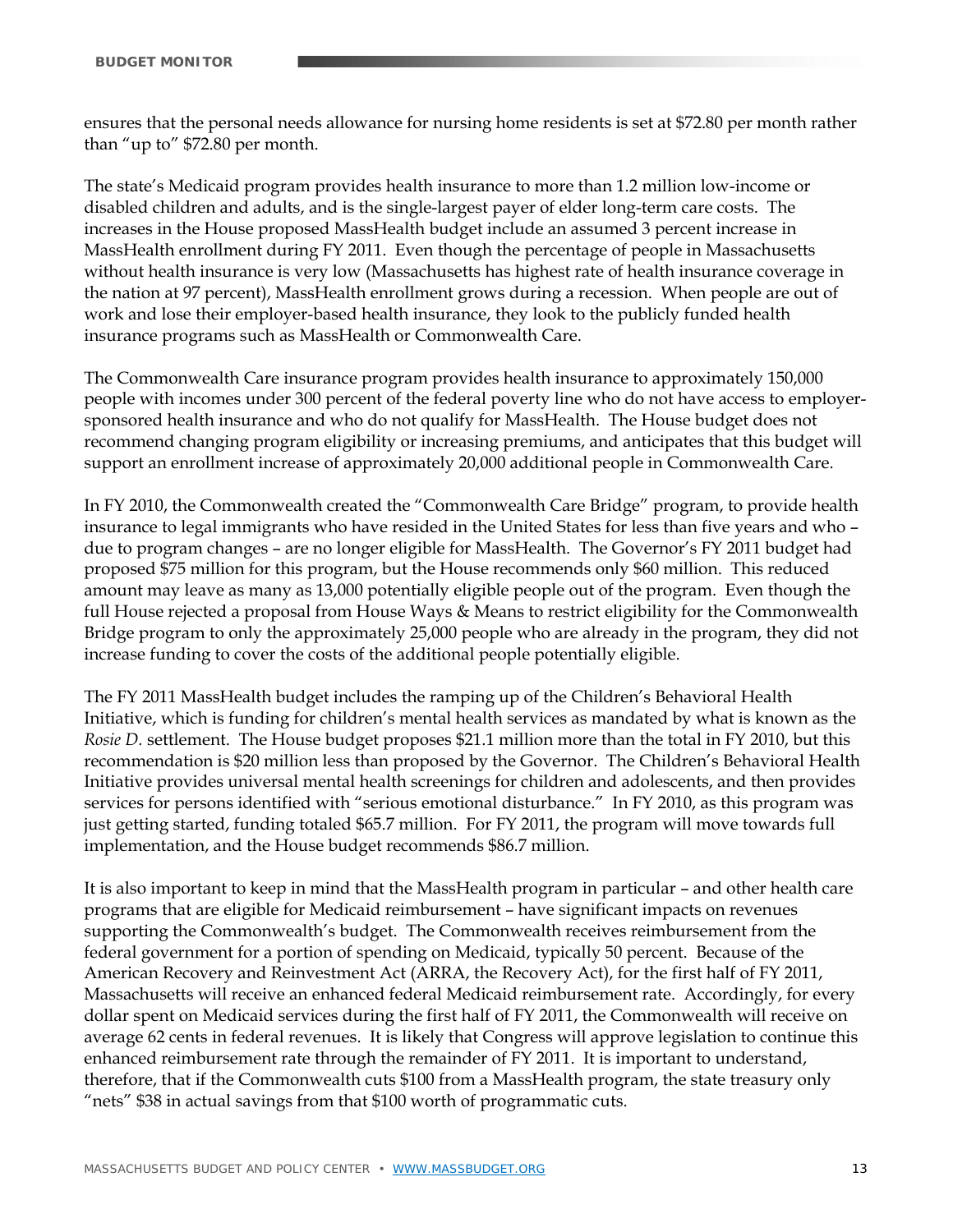ensures that the personal needs allowance for nursing home residents is set at $72.80 per month rather than "up to" $72.80 per month.

The state's Medicaid program provides health insurance to more than 1.2 million low-income or disabled children and adults, and is the single-largest payer of elder long-term care costs. The increases in the House proposed MassHealth budget include an assumed 3 percent increase in MassHealth enrollment during FY 2011. Even though the percentage of people in Massachusetts without health insurance is very low (Massachusetts has highest rate of health insurance coverage in the nation at 97 percent), MassHealth enrollment grows during a recession. When people are out of work and lose their employer-based health insurance, they look to the publicly funded health insurance programs such as MassHealth or Commonwealth Care.

The Commonwealth Care insurance program provides health insurance to approximately 150,000 people with incomes under 300 percent of the federal poverty line who do not have access to employer-sponsored health insurance and who do not qualify for MassHealth. The House budget does not recommend changing program eligibility or increasing premiums, and anticipates that this budget will support an enrollment increase of approximately 20,000 additional people in Commonwealth Care.

In FY 2010, the Commonwealth created the "Commonwealth Care Bridge" program, to provide health insurance to legal immigrants who have resided in the United States for less than five years and who – due to program changes – are no longer eligible for MassHealth. The Governor's FY 2011 budget had proposed $75 million for this program, but the House recommends only $60 million. This reduced amount may leave as many as 13,000 potentially eligible people out of the program. Even though the full House rejected a proposal from House Ways & Means to restrict eligibility for the Commonwealth Bridge program to only the approximately 25,000 people who are already in the program, they did not increase funding to cover the costs of the additional people potentially eligible.

The FY 2011 MassHealth budget includes the ramping up of the Children's Behavioral Health Initiative, which is funding for children's mental health services as mandated by what is known as the *Rosie D.* settlement. The House budget proposes $21.1 million more than the total in FY 2010, but this recommendation is $20 million less than proposed by the Governor. The Children's Behavioral Health Initiative provides universal mental health screenings for children and adolescents, and then provides services for persons identified with "serious emotional disturbance." In FY 2010, as this program was just getting started, funding totaled $65.7 million. For FY 2011, the program will move towards full implementation, and the House budget recommends $86.7 million.

It is also important to keep in mind that the MassHealth program in particular – and other health care programs that are eligible for Medicaid reimbursement – have significant impacts on revenues supporting the Commonwealth's budget. The Commonwealth receives reimbursement from the federal government for a portion of spending on Medicaid, typically 50 percent. Because of the American Recovery and Reinvestment Act (ARRA, the Recovery Act), for the first half of FY 2011, Massachusetts will receive an enhanced federal Medicaid reimbursement rate. Accordingly, for every dollar spent on Medicaid services during the first half of FY 2011, the Commonwealth will receive on average 62 cents in federal revenues. It is likely that Congress will approve legislation to continue this enhanced reimbursement rate through the remainder of FY 2011. It is important to understand, therefore, that if the Commonwealth cuts $100 from a MassHealth program, the state treasury only "nets" $38 in actual savings from that $100 worth of programmatic cuts.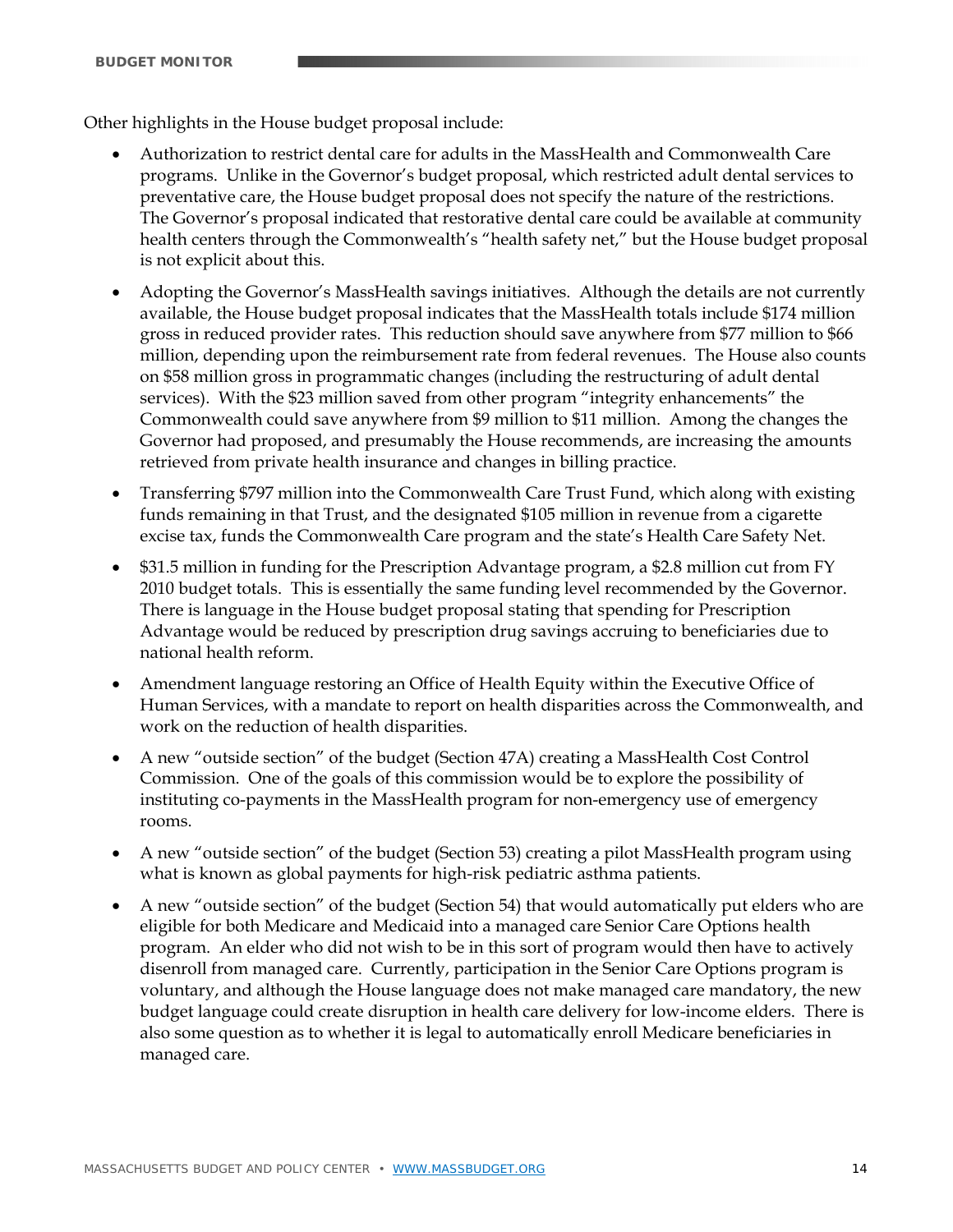Other highlights in the House budget proposal include:

- Authorization to restrict dental care for adults in the MassHealth and Commonwealth Care programs. Unlike in the Governor's budget proposal, which restricted adult dental services to preventative care, the House budget proposal does not specify the nature of the restrictions. The Governor's proposal indicated that restorative dental care could be available at community health centers through the Commonwealth's "health safety net," but the House budget proposal is not explicit about this.
- Adopting the Governor's MassHealth savings initiatives. Although the details are not currently available, the House budget proposal indicates that the MassHealth totals include $174 million gross in reduced provider rates. This reduction should save anywhere from $77 million to $66 million, depending upon the reimbursement rate from federal revenues. The House also counts on $58 million gross in programmatic changes (including the restructuring of adult dental services). With the $23 million saved from other program "integrity enhancements" the Commonwealth could save anywhere from $9 million to $11 million. Among the changes the Governor had proposed, and presumably the House recommends, are increasing the amounts retrieved from private health insurance and changes in billing practice.
- Transferring $797 million into the Commonwealth Care Trust Fund, which along with existing funds remaining in that Trust, and the designated $105 million in revenue from a cigarette excise tax, funds the Commonwealth Care program and the state's Health Care Safety Net.
- $31.5 million in funding for the Prescription Advantage program, a $2.8 million cut from FY 2010 budget totals. This is essentially the same funding level recommended by the Governor. There is language in the House budget proposal stating that spending for Prescription Advantage would be reduced by prescription drug savings accruing to beneficiaries due to national health reform.
- Amendment language restoring an Office of Health Equity within the Executive Office of Human Services, with a mandate to report on health disparities across the Commonwealth, and work on the reduction of health disparities.
- A new "outside section" of the budget (Section 47A) creating a MassHealth Cost Control Commission. One of the goals of this commission would be to explore the possibility of instituting co-payments in the MassHealth program for non-emergency use of emergency rooms.
- A new "outside section" of the budget (Section 53) creating a pilot MassHealth program using what is known as global payments for high-risk pediatric asthma patients.
- A new "outside section" of the budget (Section 54) that would automatically put elders who are eligible for both Medicare and Medicaid into a managed care Senior Care Options health program. An elder who did not wish to be in this sort of program would then have to actively disenroll from managed care. Currently, participation in the Senior Care Options program is voluntary, and although the House language does not make managed care mandatory, the new budget language could create disruption in health care delivery for low-income elders. There is also some question as to whether it is legal to automatically enroll Medicare beneficiaries in managed care.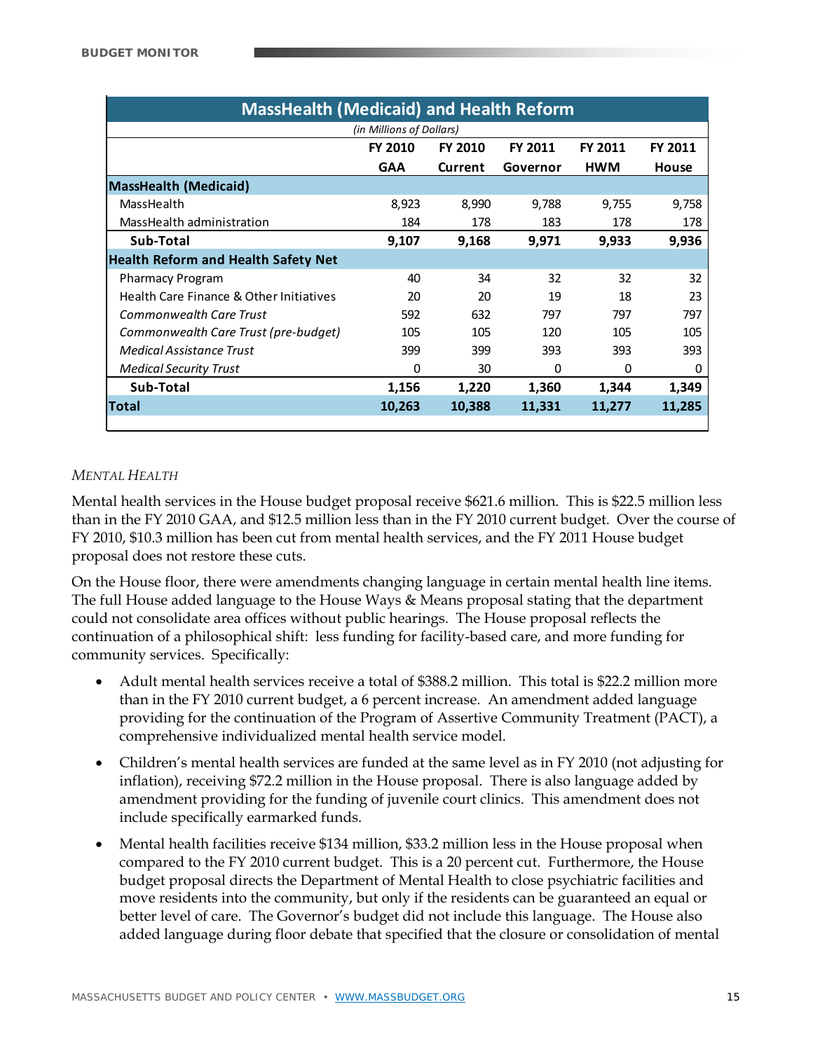| MassHealth (Medicaid) and Health Reform | | | | | |
|---|---|---|---|---|---|
| *(in Millions of Dollars)* | | | | | |
| | FY 2010 GAA | FY 2010 Current | FY 2011 Governor | FY 2011 HWM | FY 2011 House |
| **MassHealth (Medicaid)** | | | | | |
| MassHealth | 8,923 | 8,990 | 9,788 | 9,755 | 9,758 |
| MassHealth administration | 184 | 178 | 183 | 178 | 178 |
| **Sub-Total** | **9,107** | **9,168** | **9,971** | **9,933** | **9,936** |
| **Health Reform and Health Safety Net** | | | | | |
| Pharmacy Program | 40 | 34 | 32 | 32 | 32 |
| Health Care Finance & Other Initiatives | 20 | 20 | 19 | 18 | 23 |
| *Commonwealth Care Trust* | 592 | 632 | 797 | 797 | 797 |
| *Commonwealth Care Trust (pre-budget)* | 105 | 105 | 120 | 105 | 105 |
| *Medical Assistance Trust* | 399 | 399 | 393 | 393 | 393 |
| *Medical Security Trust* | 0 | 30 | 0 | 0 | 0 |
| **Sub-Total** | **1,156** | **1,220** | **1,360** | **1,344** | **1,349** |
| **Total** | **10,263** | **10,388** | **11,331** | **11,277** | **11,285** |

*MENTAL HEALTH*

Mental health services in the House budget proposal receive $621.6 million. This is $22.5 million less than in the FY 2010 GAA, and $12.5 million less than in the FY 2010 current budget. Over the course of FY 2010, $10.3 million has been cut from mental health services, and the FY 2011 House budget proposal does not restore these cuts.

On the House floor, there were amendments changing language in certain mental health line items. The full House added language to the House Ways & Means proposal stating that the department could not consolidate area offices without public hearings. The House proposal reflects the continuation of a philosophical shift: less funding for facility-based care, and more funding for community services. Specifically:

- Adult mental health services receive a total of $388.2 million. This total is $22.2 million more than in the FY 2010 current budget, a 6 percent increase. An amendment added language providing for the continuation of the Program of Assertive Community Treatment (PACT), a comprehensive individualized mental health service model.
- Children's mental health services are funded at the same level as in FY 2010 (not adjusting for inflation), receiving $72.2 million in the House proposal. There is also language added by amendment providing for the funding of juvenile court clinics. This amendment does not include specifically earmarked funds.
- Mental health facilities receive $134 million, $33.2 million less in the House proposal when compared to the FY 2010 current budget. This is a 20 percent cut. Furthermore, the House budget proposal directs the Department of Mental Health to close psychiatric facilities and move residents into the community, but only if the residents can be guaranteed an equal or better level of care. The Governor's budget did not include this language. The House also added language during floor debate that specified that the closure or consolidation of mental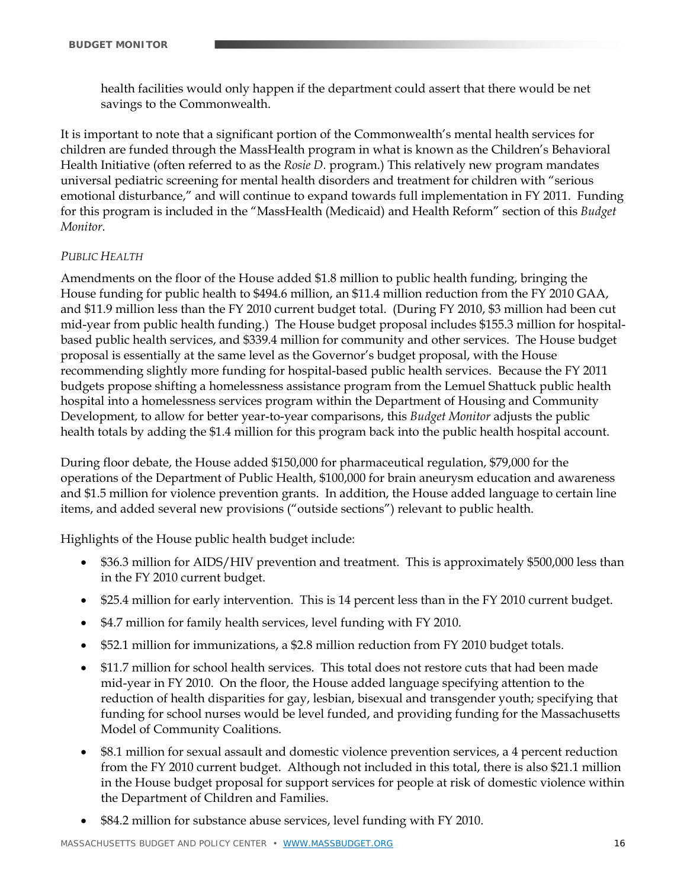health facilities would only happen if the department could assert that there would be net savings to the Commonwealth.

It is important to note that a significant portion of the Commonwealth's mental health services for children are funded through the MassHealth program in what is known as the Children's Behavioral Health Initiative (often referred to as the *Rosie D.* program.) This relatively new program mandates universal pediatric screening for mental health disorders and treatment for children with "serious emotional disturbance," and will continue to expand towards full implementation in FY 2011. Funding for this program is included in the "MassHealth (Medicaid) and Health Reform" section of this *Budget Monitor*.

*PUBLIC HEALTH*

Amendments on the floor of the House added $1.8 million to public health funding, bringing the House funding for public health to $494.6 million, an $11.4 million reduction from the FY 2010 GAA, and $11.9 million less than the FY 2010 current budget total. (During FY 2010, $3 million had been cut mid-year from public health funding.) The House budget proposal includes $155.3 million for hospital-based public health services, and $339.4 million for community and other services. The House budget proposal is essentially at the same level as the Governor's budget proposal, with the House recommending slightly more funding for hospital-based public health services. Because the FY 2011 budgets propose shifting a homelessness assistance program from the Lemuel Shattuck public health hospital into a homelessness services program within the Department of Housing and Community Development, to allow for better year-to-year comparisons, this *Budget Monitor* adjusts the public health totals by adding the $1.4 million for this program back into the public health hospital account.

During floor debate, the House added $150,000 for pharmaceutical regulation, $79,000 for the operations of the Department of Public Health, $100,000 for brain aneurysm education and awareness and $1.5 million for violence prevention grants. In addition, the House added language to certain line items, and added several new provisions ("outside sections") relevant to public health.

Highlights of the House public health budget include:

- $36.3 million for AIDS/HIV prevention and treatment. This is approximately $500,000 less than in the FY 2010 current budget.
- $25.4 million for early intervention. This is 14 percent less than in the FY 2010 current budget.
- $4.7 million for family health services, level funding with FY 2010.
- $52.1 million for immunizations, a $2.8 million reduction from FY 2010 budget totals.
- $11.7 million for school health services. This total does not restore cuts that had been made mid-year in FY 2010. On the floor, the House added language specifying attention to the reduction of health disparities for gay, lesbian, bisexual and transgender youth; specifying that funding for school nurses would be level funded, and providing funding for the Massachusetts Model of Community Coalitions.
- $8.1 million for sexual assault and domestic violence prevention services, a 4 percent reduction from the FY 2010 current budget. Although not included in this total, there is also $21.1 million in the House budget proposal for support services for people at risk of domestic violence within the Department of Children and Families.
- $84.2 million for substance abuse services, level funding with FY 2010.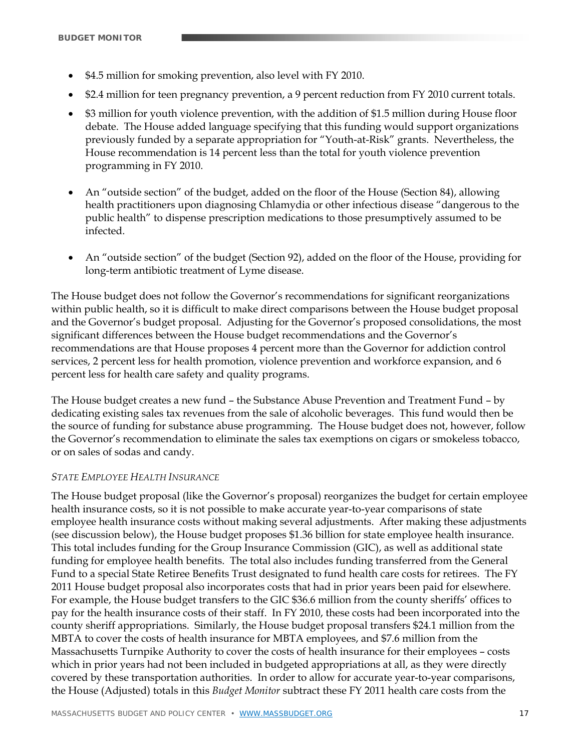- $4.5 million for smoking prevention, also level with FY 2010.
- $2.4 million for teen pregnancy prevention, a 9 percent reduction from FY 2010 current totals.
- $3 million for youth violence prevention, with the addition of $1.5 million during House floor debate. The House added language specifying that this funding would support organizations previously funded by a separate appropriation for "Youth-at-Risk" grants. Nevertheless, the House recommendation is 14 percent less than the total for youth violence prevention programming in FY 2010.
- An "outside section" of the budget, added on the floor of the House (Section 84), allowing health practitioners upon diagnosing Chlamydia or other infectious disease "dangerous to the public health" to dispense prescription medications to those presumptively assumed to be infected.
- An "outside section" of the budget (Section 92), added on the floor of the House, providing for long-term antibiotic treatment of Lyme disease.

The House budget does not follow the Governor's recommendations for significant reorganizations within public health, so it is difficult to make direct comparisons between the House budget proposal and the Governor's budget proposal. Adjusting for the Governor's proposed consolidations, the most significant differences between the House budget recommendations and the Governor's recommendations are that House proposes 4 percent more than the Governor for addiction control services, 2 percent less for health promotion, violence prevention and workforce expansion, and 6 percent less for health care safety and quality programs.

The House budget creates a new fund – the Substance Abuse Prevention and Treatment Fund – by dedicating existing sales tax revenues from the sale of alcoholic beverages. This fund would then be the source of funding for substance abuse programming. The House budget does not, however, follow the Governor's recommendation to eliminate the sales tax exemptions on cigars or smokeless tobacco, or on sales of sodas and candy.

*STATE EMPLOYEE HEALTH INSURANCE*

The House budget proposal (like the Governor's proposal) reorganizes the budget for certain employee health insurance costs, so it is not possible to make accurate year-to-year comparisons of state employee health insurance costs without making several adjustments. After making these adjustments (see discussion below), the House budget proposes $1.36 billion for state employee health insurance. This total includes funding for the Group Insurance Commission (GIC), as well as additional state funding for employee health benefits. The total also includes funding transferred from the General Fund to a special State Retiree Benefits Trust designated to fund health care costs for retirees. The FY 2011 House budget proposal also incorporates costs that had in prior years been paid for elsewhere. For example, the House budget transfers to the GIC $36.6 million from the county sheriffs' offices to pay for the health insurance costs of their staff. In FY 2010, these costs had been incorporated into the county sheriff appropriations. Similarly, the House budget proposal transfers $24.1 million from the MBTA to cover the costs of health insurance for MBTA employees, and $7.6 million from the Massachusetts Turnpike Authority to cover the costs of health insurance for their employees – costs which in prior years had not been included in budgeted appropriations at all, as they were directly covered by these transportation authorities. In order to allow for accurate year-to-year comparisons, the House (Adjusted) totals in this *Budget Monitor* subtract these FY 2011 health care costs from the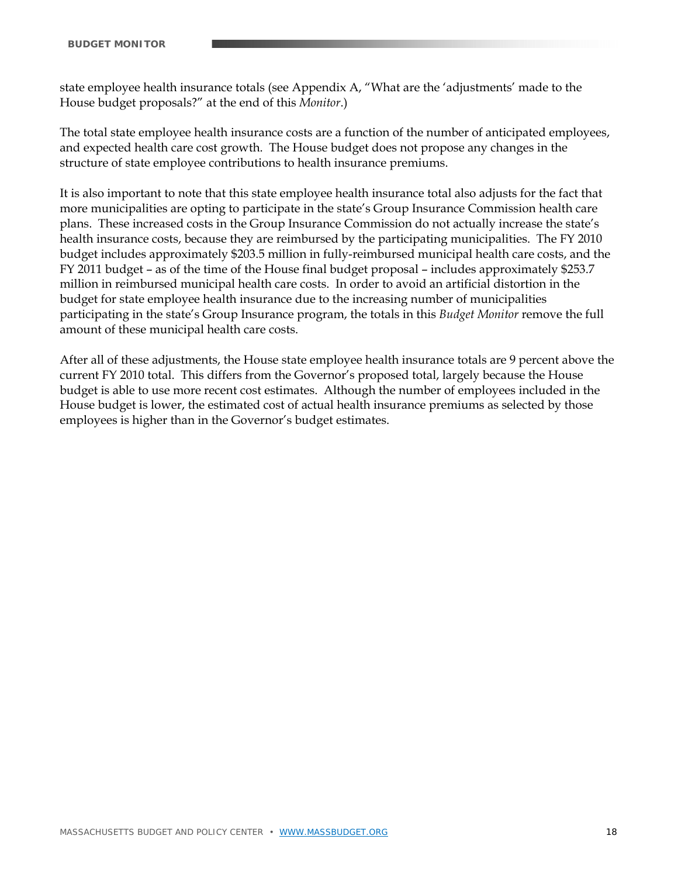state employee health insurance totals (see Appendix A, "What are the 'adjustments' made to the House budget proposals?" at the end of this *Monitor*.)

The total state employee health insurance costs are a function of the number of anticipated employees, and expected health care cost growth. The House budget does not propose any changes in the structure of state employee contributions to health insurance premiums.

It is also important to note that this state employee health insurance total also adjusts for the fact that more municipalities are opting to participate in the state's Group Insurance Commission health care plans. These increased costs in the Group Insurance Commission do not actually increase the state's health insurance costs, because they are reimbursed by the participating municipalities. The FY 2010 budget includes approximately $203.5 million in fully-reimbursed municipal health care costs, and the FY 2011 budget – as of the time of the House final budget proposal – includes approximately $253.7 million in reimbursed municipal health care costs. In order to avoid an artificial distortion in the budget for state employee health insurance due to the increasing number of municipalities participating in the state's Group Insurance program, the totals in this *Budget Monitor* remove the full amount of these municipal health care costs.

After all of these adjustments, the House state employee health insurance totals are 9 percent above the current FY 2010 total. This differs from the Governor's proposed total, largely because the House budget is able to use more recent cost estimates. Although the number of employees included in the House budget is lower, the estimated cost of actual health insurance premiums as selected by those employees is higher than in the Governor's budget estimates.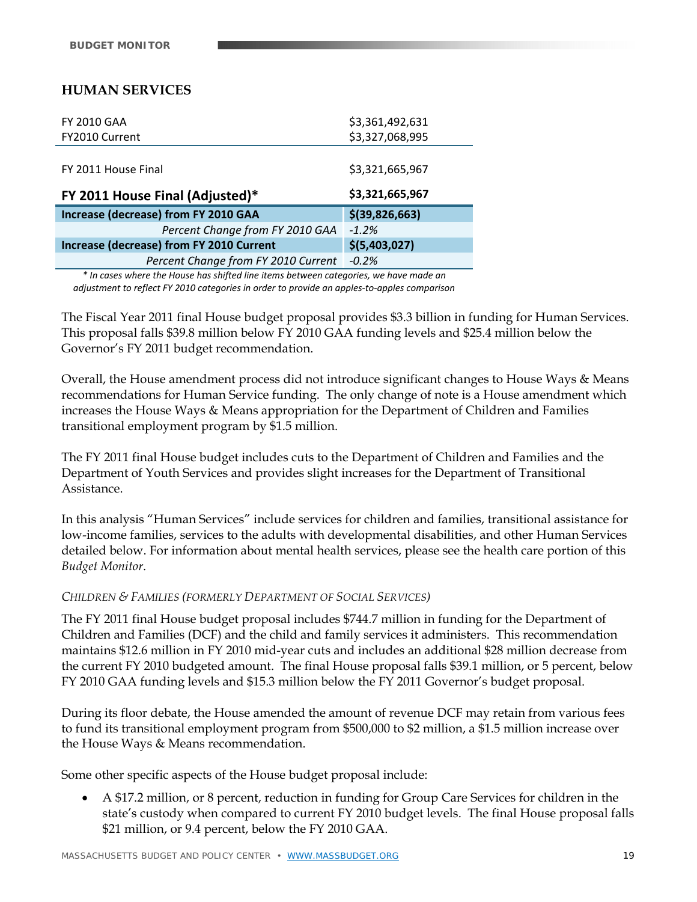## HUMAN SERVICES

| | |
|---|---|
| FY 2010 GAA | $3,361,492,631 |
| FY2010 Current | $3,327,068,995 |
| FY 2011 House Final | $3,321,665,967 |
| **FY 2011 House Final (Adjusted)*** | **$3,321,665,967** |
| **Increase (decrease) from FY 2010 GAA** | **$(39,826,663)** |
| *Percent Change from FY 2010 GAA* | *-1.2%* |
| **Increase (decrease) from FY 2010 Current** | **$(5,403,027)** |
| *Percent Change from FY 2010 Current* | *-0.2%* |

*\* In cases where the House has shifted line items between categories, we have made an adjustment to reflect FY 2010 categories in order to provide an apples-to-apples comparison*

The Fiscal Year 2011 final House budget proposal provides $3.3 billion in funding for Human Services. This proposal falls $39.8 million below FY 2010 GAA funding levels and $25.4 million below the Governor's FY 2011 budget recommendation.

Overall, the House amendment process did not introduce significant changes to House Ways & Means recommendations for Human Service funding. The only change of note is a House amendment which increases the House Ways & Means appropriation for the Department of Children and Families transitional employment program by $1.5 million.

The FY 2011 final House budget includes cuts to the Department of Children and Families and the Department of Youth Services and provides slight increases for the Department of Transitional Assistance.

In this analysis "Human Services" include services for children and families, transitional assistance for low-income families, services to the adults with developmental disabilities, and other Human Services detailed below. For information about mental health services, please see the health care portion of this *Budget Monitor*.

### *Children & Families (formerly Department of Social Services)*

The FY 2011 final House budget proposal includes $744.7 million in funding for the Department of Children and Families (DCF) and the child and family services it administers. This recommendation maintains $12.6 million in FY 2010 mid-year cuts and includes an additional $28 million decrease from the current FY 2010 budgeted amount. The final House proposal falls $39.1 million, or 5 percent, below FY 2010 GAA funding levels and $15.3 million below the FY 2011 Governor's budget proposal.

During its floor debate, the House amended the amount of revenue DCF may retain from various fees to fund its transitional employment program from $500,000 to $2 million, a $1.5 million increase over the House Ways & Means recommendation.

Some other specific aspects of the House budget proposal include:

- A $17.2 million, or 8 percent, reduction in funding for Group Care Services for children in the state's custody when compared to current FY 2010 budget levels. The final House proposal falls $21 million, or 9.4 percent, below the FY 2010 GAA.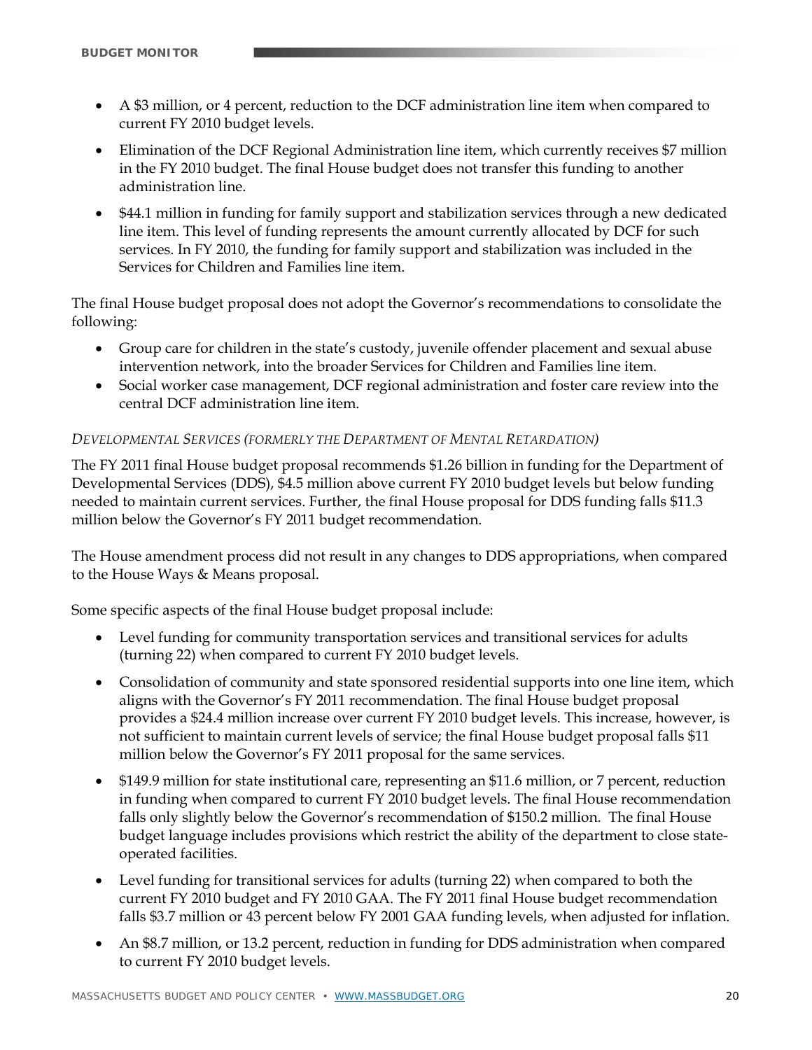- A $3 million, or 4 percent, reduction to the DCF administration line item when compared to current FY 2010 budget levels.
- Elimination of the DCF Regional Administration line item, which currently receives $7 million in the FY 2010 budget. The final House budget does not transfer this funding to another administration line.
- $44.1 million in funding for family support and stabilization services through a new dedicated line item. This level of funding represents the amount currently allocated by DCF for such services. In FY 2010, the funding for family support and stabilization was included in the Services for Children and Families line item.

The final House budget proposal does not adopt the Governor's recommendations to consolidate the following:

- Group care for children in the state's custody, juvenile offender placement and sexual abuse intervention network, into the broader Services for Children and Families line item.
- Social worker case management, DCF regional administration and foster care review into the central DCF administration line item.

*DEVELOPMENTAL SERVICES (FORMERLY THE DEPARTMENT OF MENTAL RETARDATION)*

The FY 2011 final House budget proposal recommends $1.26 billion in funding for the Department of Developmental Services (DDS), $4.5 million above current FY 2010 budget levels but below funding needed to maintain current services. Further, the final House proposal for DDS funding falls $11.3 million below the Governor's FY 2011 budget recommendation.

The House amendment process did not result in any changes to DDS appropriations, when compared to the House Ways & Means proposal.

Some specific aspects of the final House budget proposal include:

- Level funding for community transportation services and transitional services for adults (turning 22) when compared to current FY 2010 budget levels.
- Consolidation of community and state sponsored residential supports into one line item, which aligns with the Governor's FY 2011 recommendation. The final House budget proposal provides a $24.4 million increase over current FY 2010 budget levels. This increase, however, is not sufficient to maintain current levels of service; the final House budget proposal falls $11 million below the Governor's FY 2011 proposal for the same services.
- $149.9 million for state institutional care, representing an $11.6 million, or 7 percent, reduction in funding when compared to current FY 2010 budget levels. The final House recommendation falls only slightly below the Governor's recommendation of $150.2 million. The final House budget language includes provisions which restrict the ability of the department to close state-operated facilities.
- Level funding for transitional services for adults (turning 22) when compared to both the current FY 2010 budget and FY 2010 GAA. The FY 2011 final House budget recommendation falls $3.7 million or 43 percent below FY 2001 GAA funding levels, when adjusted for inflation.
- An $8.7 million, or 13.2 percent, reduction in funding for DDS administration when compared to current FY 2010 budget levels.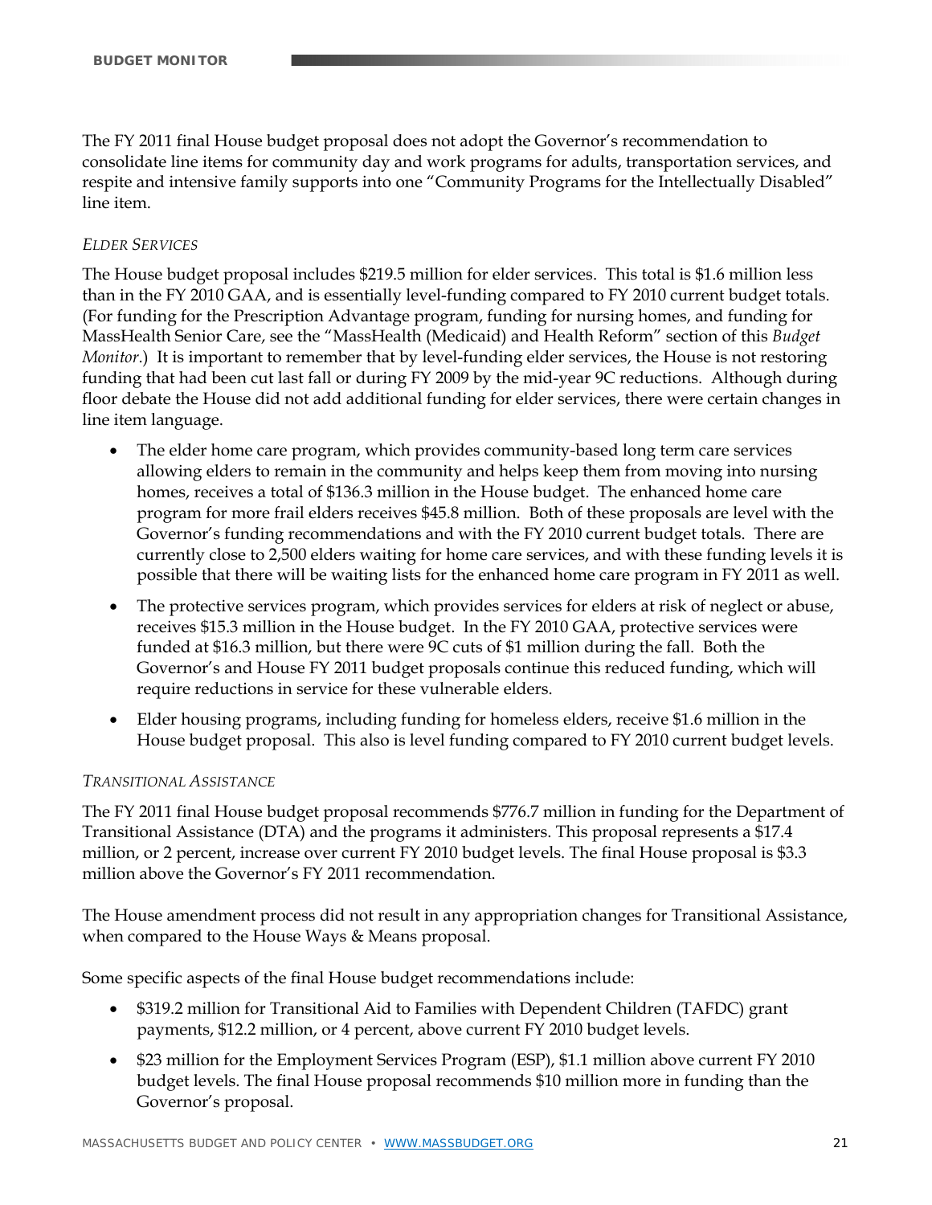The FY 2011 final House budget proposal does not adopt the Governor's recommendation to consolidate line items for community day and work programs for adults, transportation services, and respite and intensive family supports into one "Community Programs for the Intellectually Disabled" line item.

*ELDER SERVICES*

The House budget proposal includes $219.5 million for elder services. This total is $1.6 million less than in the FY 2010 GAA, and is essentially level-funding compared to FY 2010 current budget totals. (For funding for the Prescription Advantage program, funding for nursing homes, and funding for MassHealth Senior Care, see the "MassHealth (Medicaid) and Health Reform" section of this *Budget Monitor*.) It is important to remember that by level-funding elder services, the House is not restoring funding that had been cut last fall or during FY 2009 by the mid-year 9C reductions. Although during floor debate the House did not add additional funding for elder services, there were certain changes in line item language.

- The elder home care program, which provides community-based long term care services allowing elders to remain in the community and helps keep them from moving into nursing homes, receives a total of $136.3 million in the House budget. The enhanced home care program for more frail elders receives $45.8 million. Both of these proposals are level with the Governor's funding recommendations and with the FY 2010 current budget totals. There are currently close to 2,500 elders waiting for home care services, and with these funding levels it is possible that there will be waiting lists for the enhanced home care program in FY 2011 as well.
- The protective services program, which provides services for elders at risk of neglect or abuse, receives $15.3 million in the House budget. In the FY 2010 GAA, protective services were funded at $16.3 million, but there were 9C cuts of $1 million during the fall. Both the Governor's and House FY 2011 budget proposals continue this reduced funding, which will require reductions in service for these vulnerable elders.
- Elder housing programs, including funding for homeless elders, receive $1.6 million in the House budget proposal. This also is level funding compared to FY 2010 current budget levels.

*TRANSITIONAL ASSISTANCE*

The FY 2011 final House budget proposal recommends $776.7 million in funding for the Department of Transitional Assistance (DTA) and the programs it administers. This proposal represents a $17.4 million, or 2 percent, increase over current FY 2010 budget levels. The final House proposal is $3.3 million above the Governor's FY 2011 recommendation.

The House amendment process did not result in any appropriation changes for Transitional Assistance, when compared to the House Ways & Means proposal.

Some specific aspects of the final House budget recommendations include:

- $319.2 million for Transitional Aid to Families with Dependent Children (TAFDC) grant payments, $12.2 million, or 4 percent, above current FY 2010 budget levels.
- $23 million for the Employment Services Program (ESP), $1.1 million above current FY 2010 budget levels. The final House proposal recommends $10 million more in funding than the Governor's proposal.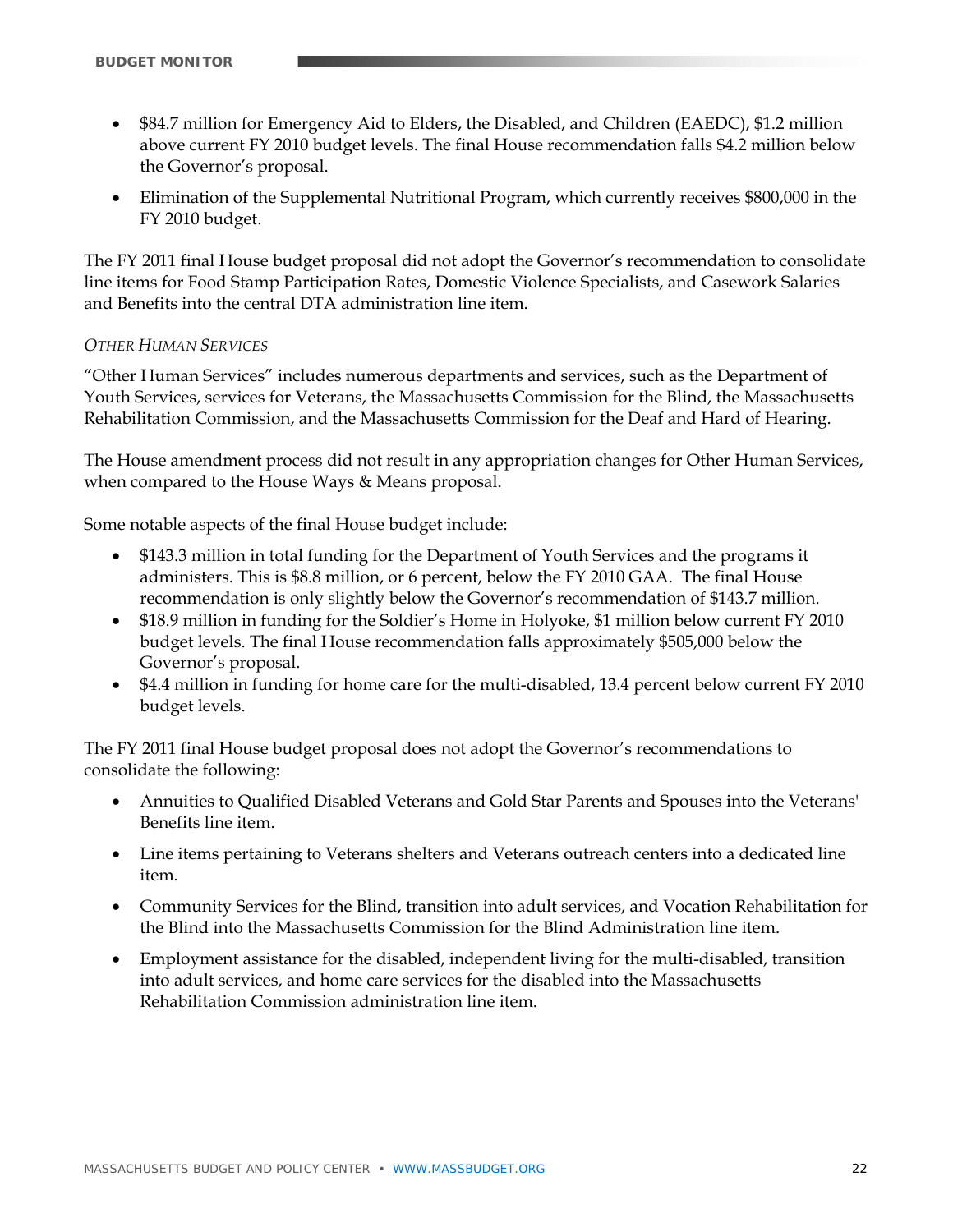- $84.7 million for Emergency Aid to Elders, the Disabled, and Children (EAEDC), $1.2 million above current FY 2010 budget levels. The final House recommendation falls $4.2 million below the Governor's proposal.
- Elimination of the Supplemental Nutritional Program, which currently receives $800,000 in the FY 2010 budget.

The FY 2011 final House budget proposal did not adopt the Governor's recommendation to consolidate line items for Food Stamp Participation Rates, Domestic Violence Specialists, and Casework Salaries and Benefits into the central DTA administration line item.

*OTHER HUMAN SERVICES*

"Other Human Services" includes numerous departments and services, such as the Department of Youth Services, services for Veterans, the Massachusetts Commission for the Blind, the Massachusetts Rehabilitation Commission, and the Massachusetts Commission for the Deaf and Hard of Hearing.

The House amendment process did not result in any appropriation changes for Other Human Services, when compared to the House Ways & Means proposal.

Some notable aspects of the final House budget include:

- $143.3 million in total funding for the Department of Youth Services and the programs it administers. This is $8.8 million, or 6 percent, below the FY 2010 GAA. The final House recommendation is only slightly below the Governor's recommendation of $143.7 million.
- $18.9 million in funding for the Soldier's Home in Holyoke, $1 million below current FY 2010 budget levels. The final House recommendation falls approximately $505,000 below the Governor's proposal.
- $4.4 million in funding for home care for the multi-disabled, 13.4 percent below current FY 2010 budget levels.

The FY 2011 final House budget proposal does not adopt the Governor's recommendations to consolidate the following:

- Annuities to Qualified Disabled Veterans and Gold Star Parents and Spouses into the Veterans' Benefits line item.
- Line items pertaining to Veterans shelters and Veterans outreach centers into a dedicated line item.
- Community Services for the Blind, transition into adult services, and Vocation Rehabilitation for the Blind into the Massachusetts Commission for the Blind Administration line item.
- Employment assistance for the disabled, independent living for the multi-disabled, transition into adult services, and home care services for the disabled into the Massachusetts Rehabilitation Commission administration line item.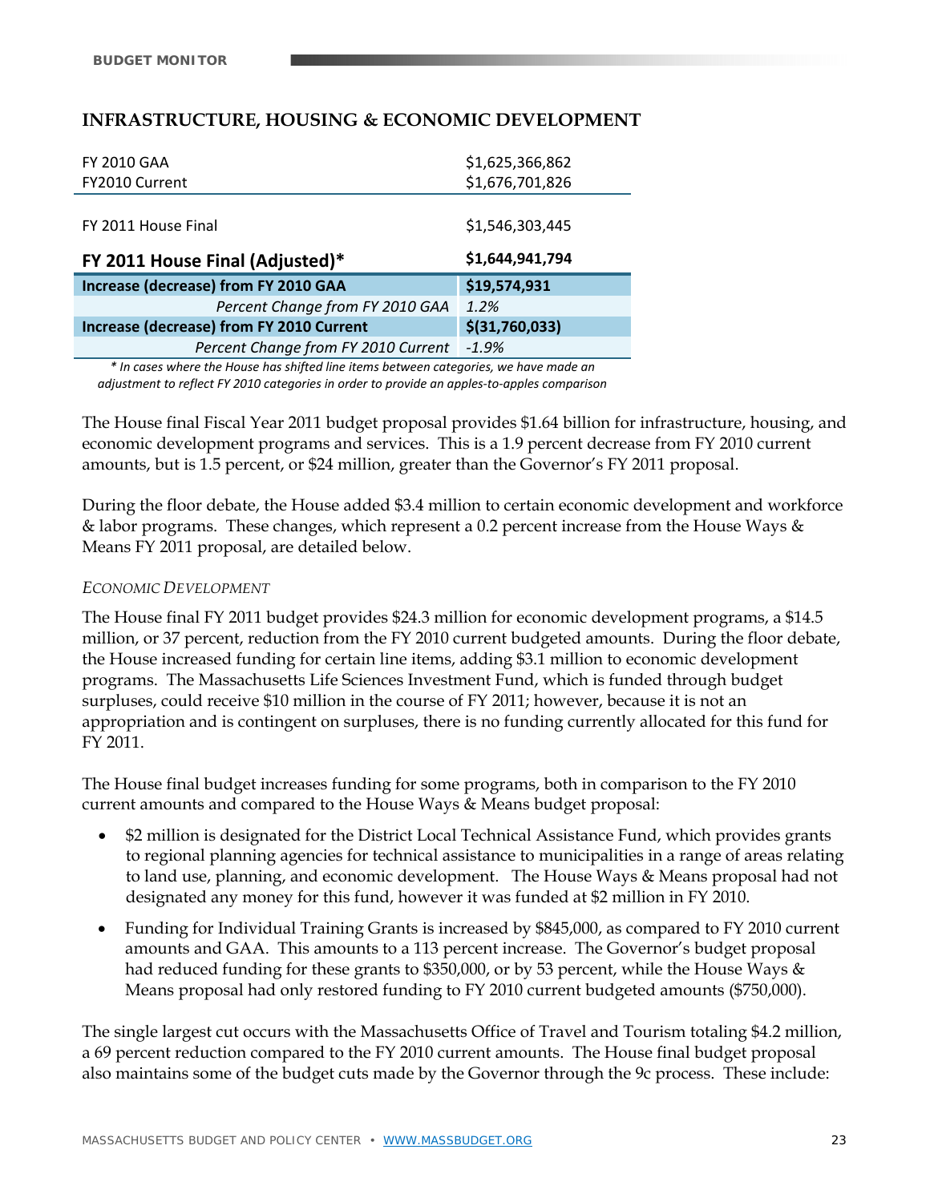## INFRASTRUCTURE, HOUSING & ECONOMIC DEVELOPMENT

| | |
|---|---|
| FY 2010 GAA | $1,625,366,862 |
| FY2010 Current | $1,676,701,826 |
| FY 2011 House Final | $1,546,303,445 |
| **FY 2011 House Final (Adjusted)*** | **$1,644,941,794** |
| **Increase (decrease) from FY 2010 GAA** | **$19,574,931** |
| *Percent Change from FY 2010 GAA* | *1.2%* |
| **Increase (decrease) from FY 2010 Current** | **$(31,760,033)** |
| *Percent Change from FY 2010 Current* | *-1.9%* |

*\* In cases where the House has shifted line items between categories, we have made an adjustment to reflect FY 2010 categories in order to provide an apples-to-apples comparison*

The House final Fiscal Year 2011 budget proposal provides $1.64 billion for infrastructure, housing, and economic development programs and services. This is a 1.9 percent decrease from FY 2010 current amounts, but is 1.5 percent, or $24 million, greater than the Governor's FY 2011 proposal.

During the floor debate, the House added $3.4 million to certain economic development and workforce & labor programs. These changes, which represent a 0.2 percent increase from the House Ways & Means FY 2011 proposal, are detailed below.

*ECONOMIC DEVELOPMENT*

The House final FY 2011 budget provides $24.3 million for economic development programs, a $14.5 million, or 37 percent, reduction from the FY 2010 current budgeted amounts. During the floor debate, the House increased funding for certain line items, adding $3.1 million to economic development programs. The Massachusetts Life Sciences Investment Fund, which is funded through budget surpluses, could receive $10 million in the course of FY 2011; however, because it is not an appropriation and is contingent on surpluses, there is no funding currently allocated for this fund for FY 2011.

The House final budget increases funding for some programs, both in comparison to the FY 2010 current amounts and compared to the House Ways & Means budget proposal:

- $2 million is designated for the District Local Technical Assistance Fund, which provides grants to regional planning agencies for technical assistance to municipalities in a range of areas relating to land use, planning, and economic development. The House Ways & Means proposal had not designated any money for this fund, however it was funded at $2 million in FY 2010.
- Funding for Individual Training Grants is increased by $845,000, as compared to FY 2010 current amounts and GAA. This amounts to a 113 percent increase. The Governor's budget proposal had reduced funding for these grants to $350,000, or by 53 percent, while the House Ways & Means proposal had only restored funding to FY 2010 current budgeted amounts ($750,000).

The single largest cut occurs with the Massachusetts Office of Travel and Tourism totaling $4.2 million, a 69 percent reduction compared to the FY 2010 current amounts. The House final budget proposal also maintains some of the budget cuts made by the Governor through the 9c process. These include: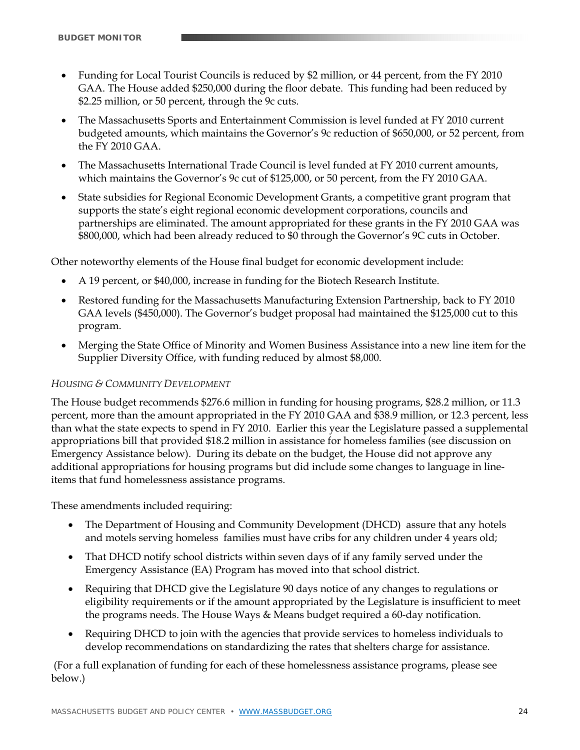- Funding for Local Tourist Councils is reduced by $2 million, or 44 percent, from the FY 2010 GAA. The House added $250,000 during the floor debate. This funding had been reduced by $2.25 million, or 50 percent, through the 9c cuts.
- The Massachusetts Sports and Entertainment Commission is level funded at FY 2010 current budgeted amounts, which maintains the Governor's 9c reduction of $650,000, or 52 percent, from the FY 2010 GAA.
- The Massachusetts International Trade Council is level funded at FY 2010 current amounts, which maintains the Governor's 9c cut of $125,000, or 50 percent, from the FY 2010 GAA.
- State subsidies for Regional Economic Development Grants, a competitive grant program that supports the state's eight regional economic development corporations, councils and partnerships are eliminated. The amount appropriated for these grants in the FY 2010 GAA was $800,000, which had been already reduced to $0 through the Governor's 9C cuts in October.

Other noteworthy elements of the House final budget for economic development include:

- A 19 percent, or $40,000, increase in funding for the Biotech Research Institute.
- Restored funding for the Massachusetts Manufacturing Extension Partnership, back to FY 2010 GAA levels ($450,000). The Governor's budget proposal had maintained the $125,000 cut to this program.
- Merging the State Office of Minority and Women Business Assistance into a new line item for the Supplier Diversity Office, with funding reduced by almost $8,000.

*HOUSING & COMMUNITY DEVELOPMENT*

The House budget recommends $276.6 million in funding for housing programs, $28.2 million, or 11.3 percent, more than the amount appropriated in the FY 2010 GAA and $38.9 million, or 12.3 percent, less than what the state expects to spend in FY 2010. Earlier this year the Legislature passed a supplemental appropriations bill that provided $18.2 million in assistance for homeless families (see discussion on Emergency Assistance below). During its debate on the budget, the House did not approve any additional appropriations for housing programs but did include some changes to language in line-items that fund homelessness assistance programs.

These amendments included requiring:

- The Department of Housing and Community Development (DHCD) assure that any hotels and motels serving homeless families must have cribs for any children under 4 years old;
- That DHCD notify school districts within seven days of if any family served under the Emergency Assistance (EA) Program has moved into that school district.
- Requiring that DHCD give the Legislature 90 days notice of any changes to regulations or eligibility requirements or if the amount appropriated by the Legislature is insufficient to meet the programs needs. The House Ways & Means budget required a 60-day notification.
- Requiring DHCD to join with the agencies that provide services to homeless individuals to develop recommendations on standardizing the rates that shelters charge for assistance.

(For a full explanation of funding for each of these homelessness assistance programs, please see below.)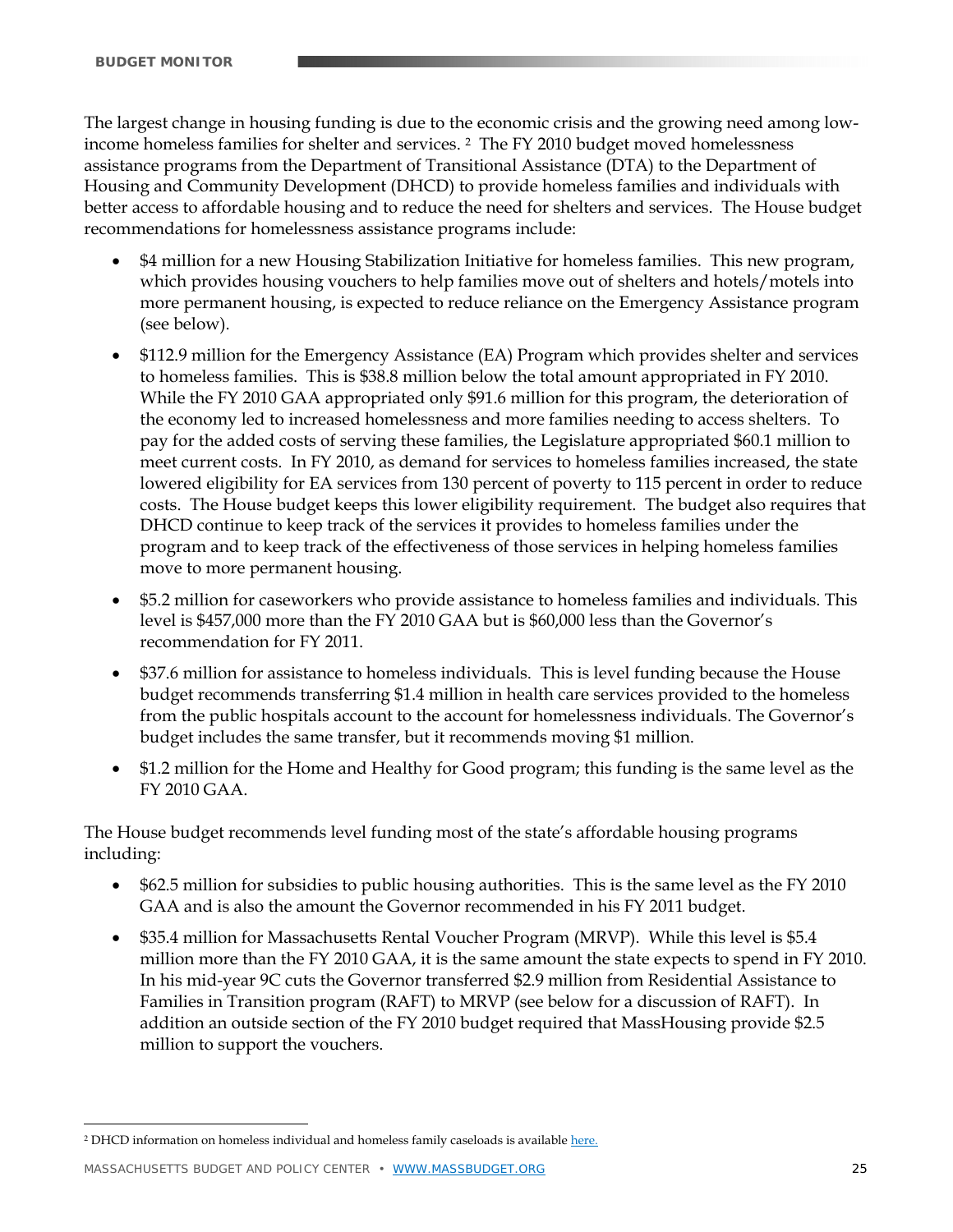The largest change in housing funding is due to the economic crisis and the growing need among low-income homeless families for shelter and services. [2] The FY 2010 budget moved homelessness assistance programs from the Department of Transitional Assistance (DTA) to the Department of Housing and Community Development (DHCD) to provide homeless families and individuals with better access to affordable housing and to reduce the need for shelters and services. The House budget recommendations for homelessness assistance programs include:

- $4 million for a new Housing Stabilization Initiative for homeless families. This new program, which provides housing vouchers to help families move out of shelters and hotels/motels into more permanent housing, is expected to reduce reliance on the Emergency Assistance program (see below).
- $112.9 million for the Emergency Assistance (EA) Program which provides shelter and services to homeless families. This is $38.8 million below the total amount appropriated in FY 2010. While the FY 2010 GAA appropriated only $91.6 million for this program, the deterioration of the economy led to increased homelessness and more families needing to access shelters. To pay for the added costs of serving these families, the Legislature appropriated $60.1 million to meet current costs. In FY 2010, as demand for services to homeless families increased, the state lowered eligibility for EA services from 130 percent of poverty to 115 percent in order to reduce costs. The House budget keeps this lower eligibility requirement. The budget also requires that DHCD continue to keep track of the services it provides to homeless families under the program and to keep track of the effectiveness of those services in helping homeless families move to more permanent housing.
- $5.2 million for caseworkers who provide assistance to homeless families and individuals. This level is $457,000 more than the FY 2010 GAA but is $60,000 less than the Governor's recommendation for FY 2011.
- $37.6 million for assistance to homeless individuals. This is level funding because the House budget recommends transferring $1.4 million in health care services provided to the homeless from the public hospitals account to the account for homelessness individuals. The Governor's budget includes the same transfer, but it recommends moving $1 million.
- $1.2 million for the Home and Healthy for Good program; this funding is the same level as the FY 2010 GAA.

The House budget recommends level funding most of the state's affordable housing programs including:

- $62.5 million for subsidies to public housing authorities. This is the same level as the FY 2010 GAA and is also the amount the Governor recommended in his FY 2011 budget.
- $35.4 million for Massachusetts Rental Voucher Program (MRVP). While this level is $5.4 million more than the FY 2010 GAA, it is the same amount the state expects to spend in FY 2010. In his mid-year 9C cuts the Governor transferred $2.9 million from Residential Assistance to Families in Transition program (RAFT) to MRVP (see below for a discussion of RAFT). In addition an outside section of the FY 2010 budget required that MassHousing provide $2.5 million to support the vouchers.

[2] DHCD information on homeless individual and homeless family caseloads is available here.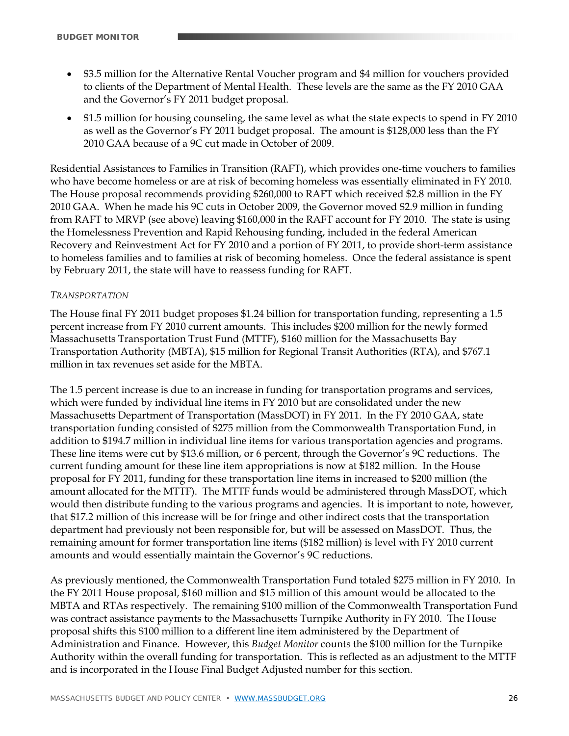- $3.5 million for the Alternative Rental Voucher program and $4 million for vouchers provided to clients of the Department of Mental Health. These levels are the same as the FY 2010 GAA and the Governor's FY 2011 budget proposal.
- $1.5 million for housing counseling, the same level as what the state expects to spend in FY 2010 as well as the Governor's FY 2011 budget proposal. The amount is $128,000 less than the FY 2010 GAA because of a 9C cut made in October of 2009.

Residential Assistances to Families in Transition (RAFT), which provides one-time vouchers to families who have become homeless or are at risk of becoming homeless was essentially eliminated in FY 2010. The House proposal recommends providing $260,000 to RAFT which received $2.8 million in the FY 2010 GAA. When he made his 9C cuts in October 2009, the Governor moved $2.9 million in funding from RAFT to MRVP (see above) leaving $160,000 in the RAFT account for FY 2010. The state is using the Homelessness Prevention and Rapid Rehousing funding, included in the federal American Recovery and Reinvestment Act for FY 2010 and a portion of FY 2011, to provide short-term assistance to homeless families and to families at risk of becoming homeless. Once the federal assistance is spent by February 2011, the state will have to reassess funding for RAFT.

*TRANSPORTATION*

The House final FY 2011 budget proposes $1.24 billion for transportation funding, representing a 1.5 percent increase from FY 2010 current amounts. This includes $200 million for the newly formed Massachusetts Transportation Trust Fund (MTTF), $160 million for the Massachusetts Bay Transportation Authority (MBTA), $15 million for Regional Transit Authorities (RTA), and $767.1 million in tax revenues set aside for the MBTA.

The 1.5 percent increase is due to an increase in funding for transportation programs and services, which were funded by individual line items in FY 2010 but are consolidated under the new Massachusetts Department of Transportation (MassDOT) in FY 2011. In the FY 2010 GAA, state transportation funding consisted of $275 million from the Commonwealth Transportation Fund, in addition to $194.7 million in individual line items for various transportation agencies and programs. These line items were cut by $13.6 million, or 6 percent, through the Governor's 9C reductions. The current funding amount for these line item appropriations is now at $182 million. In the House proposal for FY 2011, funding for these transportation line items in increased to $200 million (the amount allocated for the MTTF). The MTTF funds would be administered through MassDOT, which would then distribute funding to the various programs and agencies. It is important to note, however, that $17.2 million of this increase will be for fringe and other indirect costs that the transportation department had previously not been responsible for, but will be assessed on MassDOT. Thus, the remaining amount for former transportation line items ($182 million) is level with FY 2010 current amounts and would essentially maintain the Governor's 9C reductions.

As previously mentioned, the Commonwealth Transportation Fund totaled $275 million in FY 2010. In the FY 2011 House proposal, $160 million and $15 million of this amount would be allocated to the MBTA and RTAs respectively. The remaining $100 million of the Commonwealth Transportation Fund was contract assistance payments to the Massachusetts Turnpike Authority in FY 2010. The House proposal shifts this $100 million to a different line item administered by the Department of Administration and Finance. However, this *Budget Monitor* counts the $100 million for the Turnpike Authority within the overall funding for transportation. This is reflected as an adjustment to the MTTF and is incorporated in the House Final Budget Adjusted number for this section.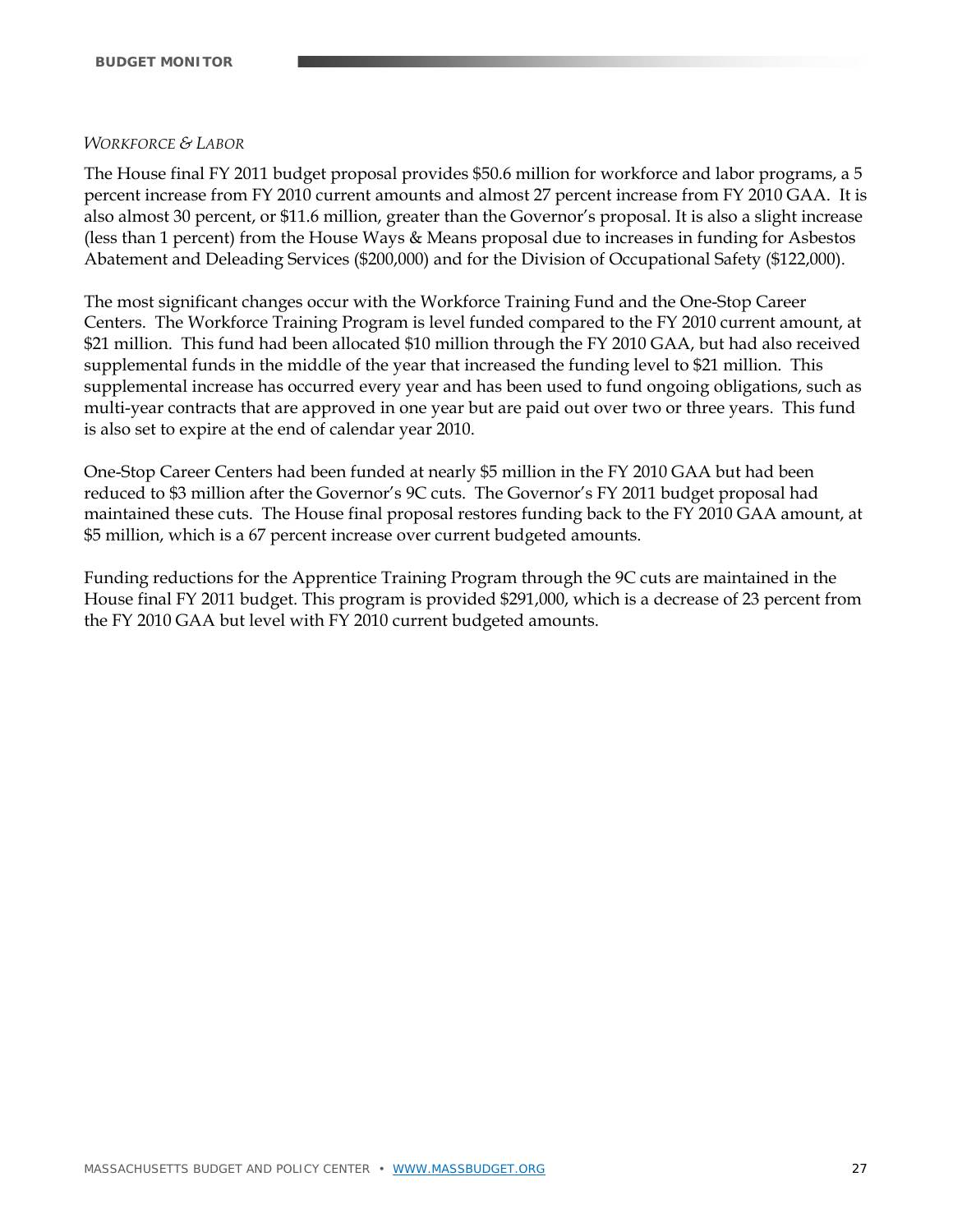*WORKFORCE & LABOR*

The House final FY 2011 budget proposal provides $50.6 million for workforce and labor programs, a 5 percent increase from FY 2010 current amounts and almost 27 percent increase from FY 2010 GAA. It is also almost 30 percent, or $11.6 million, greater than the Governor's proposal. It is also a slight increase (less than 1 percent) from the House Ways & Means proposal due to increases in funding for Asbestos Abatement and Deleading Services ($200,000) and for the Division of Occupational Safety ($122,000).

The most significant changes occur with the Workforce Training Fund and the One-Stop Career Centers. The Workforce Training Program is level funded compared to the FY 2010 current amount, at $21 million. This fund had been allocated $10 million through the FY 2010 GAA, but had also received supplemental funds in the middle of the year that increased the funding level to $21 million. This supplemental increase has occurred every year and has been used to fund ongoing obligations, such as multi-year contracts that are approved in one year but are paid out over two or three years. This fund is also set to expire at the end of calendar year 2010.

One-Stop Career Centers had been funded at nearly $5 million in the FY 2010 GAA but had been reduced to $3 million after the Governor's 9C cuts. The Governor's FY 2011 budget proposal had maintained these cuts. The House final proposal restores funding back to the FY 2010 GAA amount, at $5 million, which is a 67 percent increase over current budgeted amounts.

Funding reductions for the Apprentice Training Program through the 9C cuts are maintained in the House final FY 2011 budget. This program is provided $291,000, which is a decrease of 23 percent from the FY 2010 GAA but level with FY 2010 current budgeted amounts.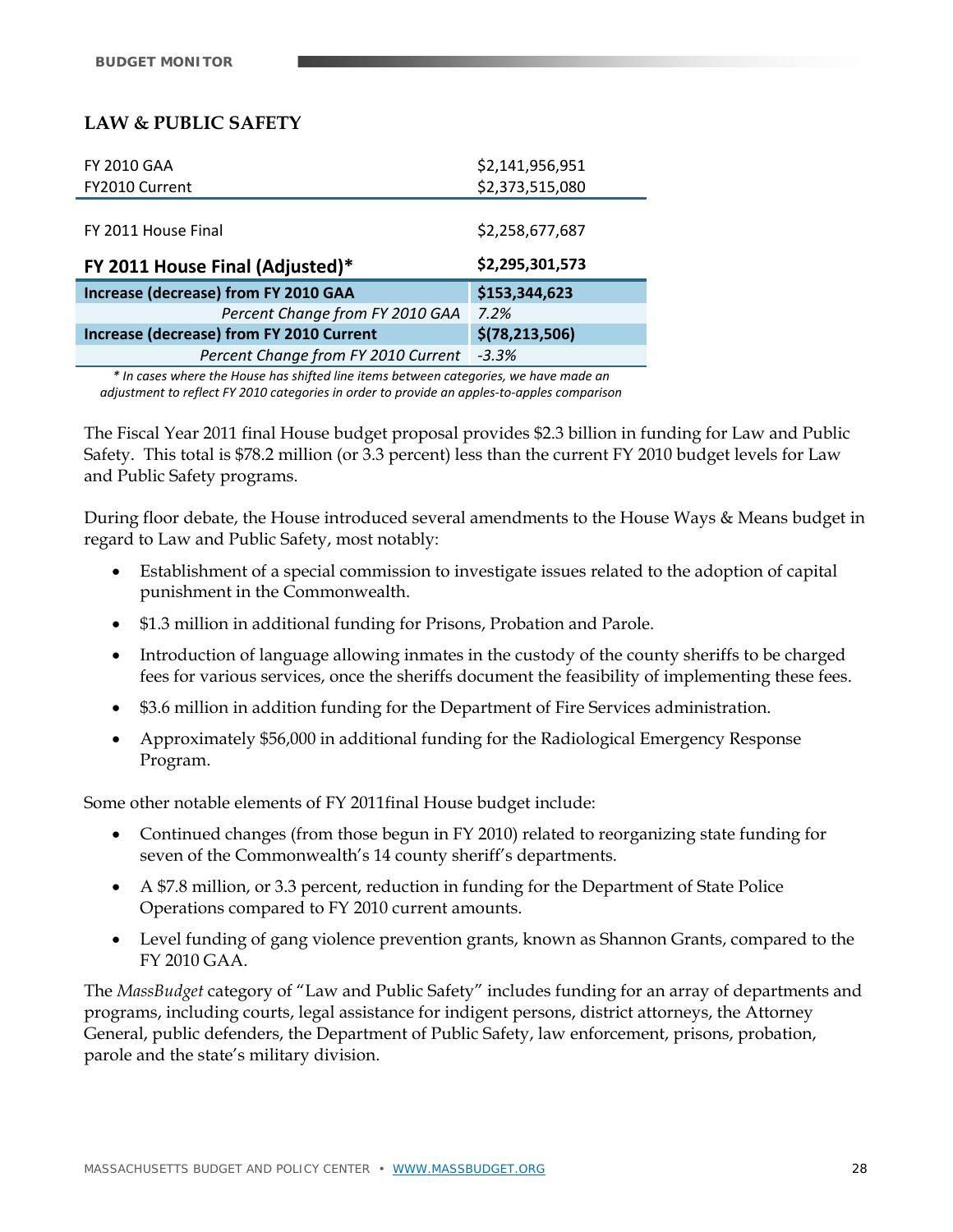## LAW & PUBLIC SAFETY

| | |
|---|---|
| FY 2010 GAA | $2,141,956,951 |
| FY2010 Current | $2,373,515,080 |
| FY 2011 House Final | $2,258,677,687 |
| **FY 2011 House Final (Adjusted)*** | **$2,295,301,573** |
| **Increase (decrease) from FY 2010 GAA** | **$153,344,623** |
| *Percent Change from FY 2010 GAA* | *7.2%* |
| **Increase (decrease) from FY 2010 Current** | **$(78,213,506)** |
| *Percent Change from FY 2010 Current* | *-3.3%* |

*\* In cases where the House has shifted line items between categories, we have made an adjustment to reflect FY 2010 categories in order to provide an apples-to-apples comparison*

The Fiscal Year 2011 final House budget proposal provides $2.3 billion in funding for Law and Public Safety. This total is $78.2 million (or 3.3 percent) less than the current FY 2010 budget levels for Law and Public Safety programs.

During floor debate, the House introduced several amendments to the House Ways & Means budget in regard to Law and Public Safety, most notably:

- Establishment of a special commission to investigate issues related to the adoption of capital punishment in the Commonwealth.
- $1.3 million in additional funding for Prisons, Probation and Parole.
- Introduction of language allowing inmates in the custody of the county sheriffs to be charged fees for various services, once the sheriffs document the feasibility of implementing these fees.
- $3.6 million in addition funding for the Department of Fire Services administration.
- Approximately $56,000 in additional funding for the Radiological Emergency Response Program.

Some other notable elements of FY 2011final House budget include:

- Continued changes (from those begun in FY 2010) related to reorganizing state funding for seven of the Commonwealth's 14 county sheriff's departments.
- A $7.8 million, or 3.3 percent, reduction in funding for the Department of State Police Operations compared to FY 2010 current amounts.
- Level funding of gang violence prevention grants, known as Shannon Grants, compared to the FY 2010 GAA.

The *MassBudget* category of "Law and Public Safety" includes funding for an array of departments and programs, including courts, legal assistance for indigent persons, district attorneys, the Attorney General, public defenders, the Department of Public Safety, law enforcement, prisons, probation, parole and the state's military division.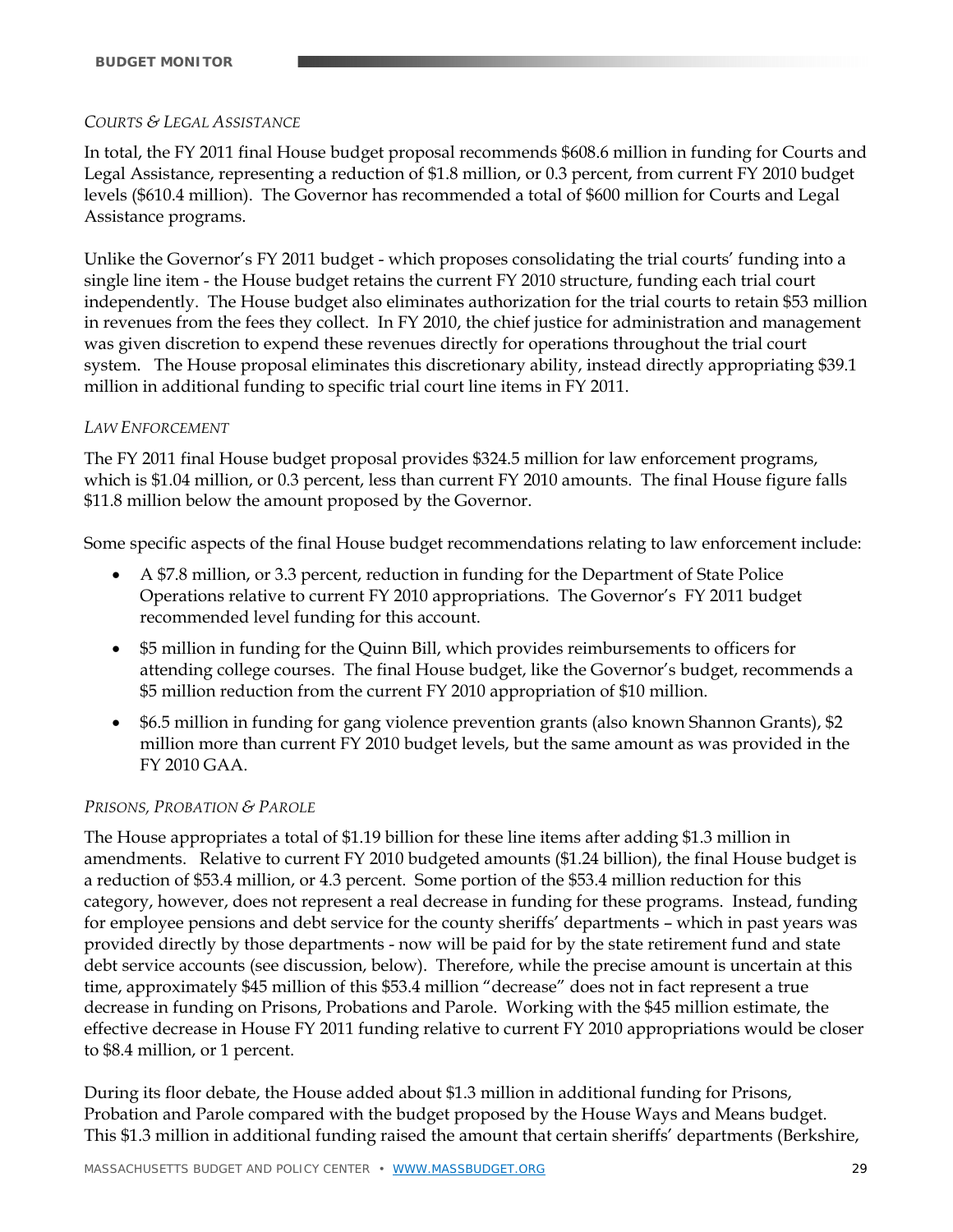*COURTS & LEGAL ASSISTANCE*

In total, the FY 2011 final House budget proposal recommends $608.6 million in funding for Courts and Legal Assistance, representing a reduction of $1.8 million, or 0.3 percent, from current FY 2010 budget levels ($610.4 million). The Governor has recommended a total of $600 million for Courts and Legal Assistance programs.

Unlike the Governor's FY 2011 budget - which proposes consolidating the trial courts' funding into a single line item - the House budget retains the current FY 2010 structure, funding each trial court independently. The House budget also eliminates authorization for the trial courts to retain $53 million in revenues from the fees they collect. In FY 2010, the chief justice for administration and management was given discretion to expend these revenues directly for operations throughout the trial court system. The House proposal eliminates this discretionary ability, instead directly appropriating $39.1 million in additional funding to specific trial court line items in FY 2011.

*LAW ENFORCEMENT*

The FY 2011 final House budget proposal provides $324.5 million for law enforcement programs, which is $1.04 million, or 0.3 percent, less than current FY 2010 amounts. The final House figure falls $11.8 million below the amount proposed by the Governor.

Some specific aspects of the final House budget recommendations relating to law enforcement include:

- A $7.8 million, or 3.3 percent, reduction in funding for the Department of State Police Operations relative to current FY 2010 appropriations. The Governor's FY 2011 budget recommended level funding for this account.
- $5 million in funding for the Quinn Bill, which provides reimbursements to officers for attending college courses. The final House budget, like the Governor's budget, recommends a $5 million reduction from the current FY 2010 appropriation of $10 million.
- $6.5 million in funding for gang violence prevention grants (also known Shannon Grants), $2 million more than current FY 2010 budget levels, but the same amount as was provided in the FY 2010 GAA.

*PRISONS, PROBATION & PAROLE*

The House appropriates a total of $1.19 billion for these line items after adding $1.3 million in amendments. Relative to current FY 2010 budgeted amounts ($1.24 billion), the final House budget is a reduction of $53.4 million, or 4.3 percent. Some portion of the $53.4 million reduction for this category, however, does not represent a real decrease in funding for these programs. Instead, funding for employee pensions and debt service for the county sheriffs' departments – which in past years was provided directly by those departments - now will be paid for by the state retirement fund and state debt service accounts (see discussion, below). Therefore, while the precise amount is uncertain at this time, approximately $45 million of this $53.4 million "decrease" does not in fact represent a true decrease in funding on Prisons, Probations and Parole. Working with the $45 million estimate, the effective decrease in House FY 2011 funding relative to current FY 2010 appropriations would be closer to $8.4 million, or 1 percent.

During its floor debate, the House added about $1.3 million in additional funding for Prisons, Probation and Parole compared with the budget proposed by the House Ways and Means budget. This $1.3 million in additional funding raised the amount that certain sheriffs' departments (Berkshire,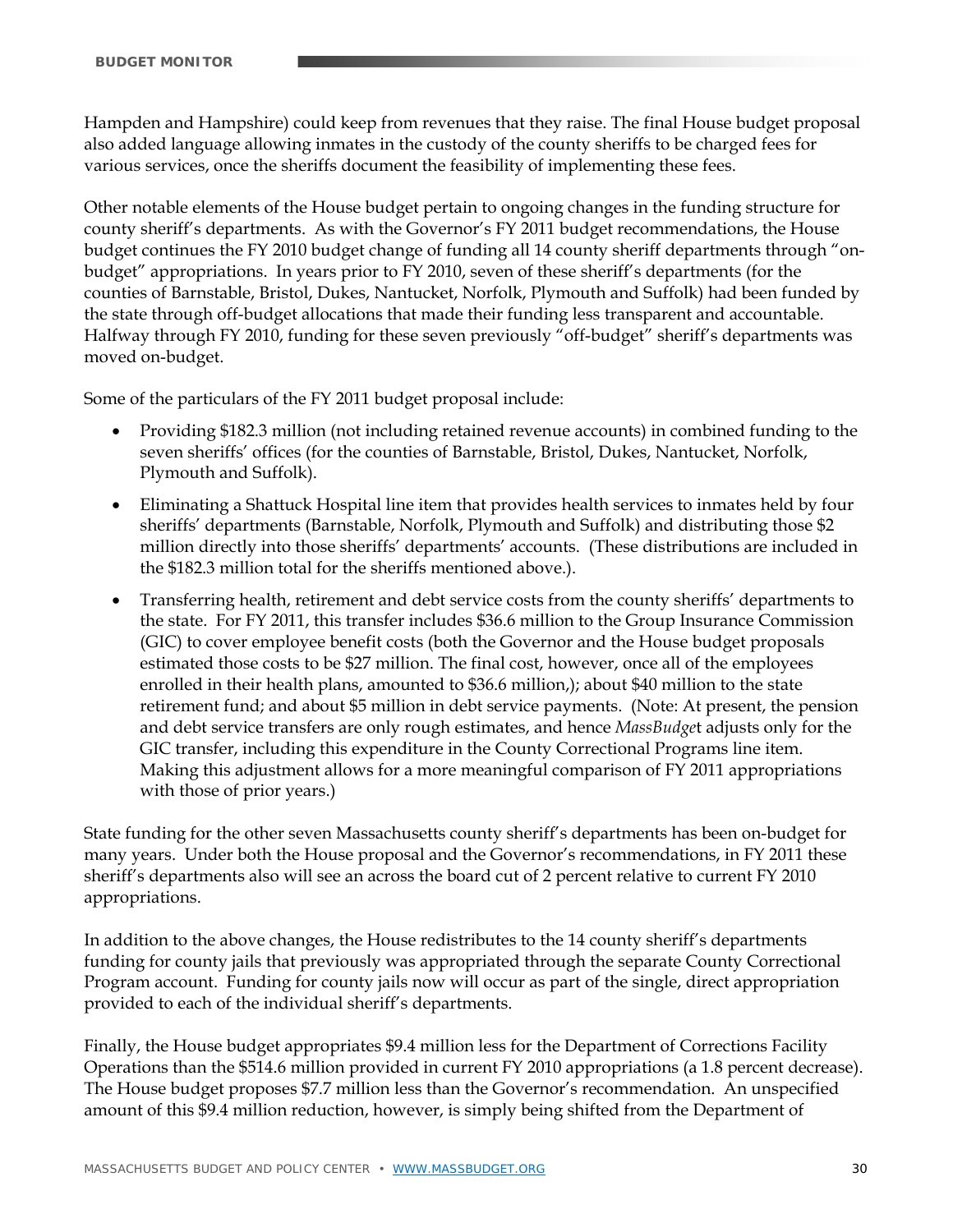Hampden and Hampshire) could keep from revenues that they raise. The final House budget proposal also added language allowing inmates in the custody of the county sheriffs to be charged fees for various services, once the sheriffs document the feasibility of implementing these fees.

Other notable elements of the House budget pertain to ongoing changes in the funding structure for county sheriff's departments. As with the Governor's FY 2011 budget recommendations, the House budget continues the FY 2010 budget change of funding all 14 county sheriff departments through "on-budget" appropriations. In years prior to FY 2010, seven of these sheriff's departments (for the counties of Barnstable, Bristol, Dukes, Nantucket, Norfolk, Plymouth and Suffolk) had been funded by the state through off-budget allocations that made their funding less transparent and accountable. Halfway through FY 2010, funding for these seven previously "off-budget" sheriff's departments was moved on-budget.

Some of the particulars of the FY 2011 budget proposal include:

- Providing \$182.3 million (not including retained revenue accounts) in combined funding to the seven sheriffs' offices (for the counties of Barnstable, Bristol, Dukes, Nantucket, Norfolk, Plymouth and Suffolk).
- Eliminating a Shattuck Hospital line item that provides health services to inmates held by four sheriffs' departments (Barnstable, Norfolk, Plymouth and Suffolk) and distributing those \$2 million directly into those sheriffs' departments' accounts. (These distributions are included in the \$182.3 million total for the sheriffs mentioned above.).
- Transferring health, retirement and debt service costs from the county sheriffs' departments to the state. For FY 2011, this transfer includes \$36.6 million to the Group Insurance Commission (GIC) to cover employee benefit costs (both the Governor and the House budget proposals estimated those costs to be \$27 million. The final cost, however, once all of the employees enrolled in their health plans, amounted to \$36.6 million,); about \$40 million to the state retirement fund; and about \$5 million in debt service payments. (Note: At present, the pension and debt service transfers are only rough estimates, and hence *MassBudget* adjusts only for the GIC transfer, including this expenditure in the County Correctional Programs line item. Making this adjustment allows for a more meaningful comparison of FY 2011 appropriations with those of prior years.)

State funding for the other seven Massachusetts county sheriff's departments has been on-budget for many years. Under both the House proposal and the Governor's recommendations, in FY 2011 these sheriff's departments also will see an across the board cut of 2 percent relative to current FY 2010 appropriations.

In addition to the above changes, the House redistributes to the 14 county sheriff's departments funding for county jails that previously was appropriated through the separate County Correctional Program account. Funding for county jails now will occur as part of the single, direct appropriation provided to each of the individual sheriff's departments.

Finally, the House budget appropriates \$9.4 million less for the Department of Corrections Facility Operations than the \$514.6 million provided in current FY 2010 appropriations (a 1.8 percent decrease). The House budget proposes \$7.7 million less than the Governor's recommendation. An unspecified amount of this \$9.4 million reduction, however, is simply being shifted from the Department of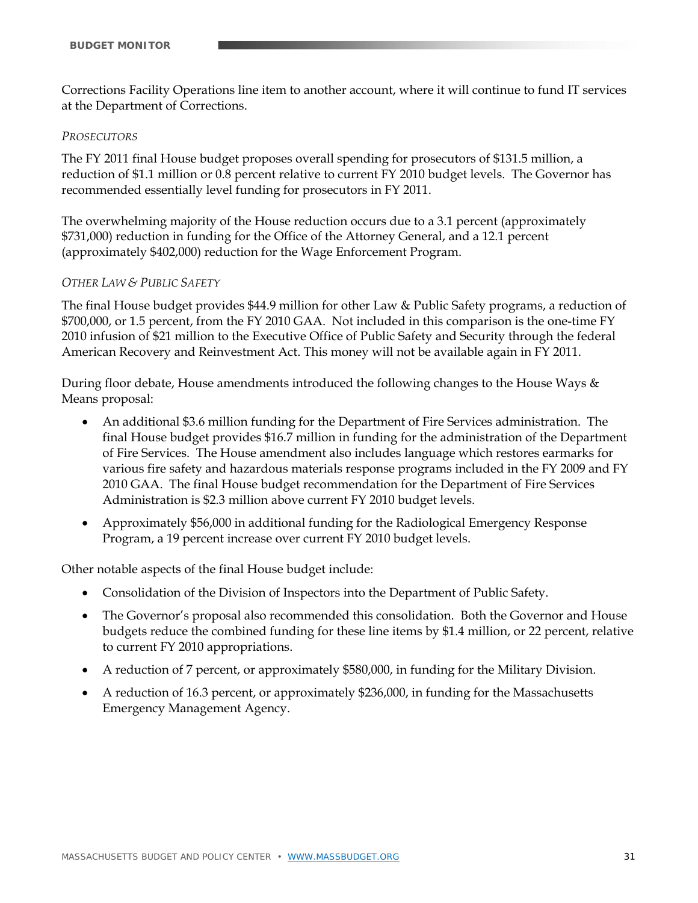Corrections Facility Operations line item to another account, where it will continue to fund IT services at the Department of Corrections.

*PROSECUTORS*

The FY 2011 final House budget proposes overall spending for prosecutors of $131.5 million, a reduction of $1.1 million or 0.8 percent relative to current FY 2010 budget levels. The Governor has recommended essentially level funding for prosecutors in FY 2011.

The overwhelming majority of the House reduction occurs due to a 3.1 percent (approximately $731,000) reduction in funding for the Office of the Attorney General, and a 12.1 percent (approximately $402,000) reduction for the Wage Enforcement Program.

*OTHER LAW & PUBLIC SAFETY*

The final House budget provides $44.9 million for other Law & Public Safety programs, a reduction of $700,000, or 1.5 percent, from the FY 2010 GAA. Not included in this comparison is the one-time FY 2010 infusion of $21 million to the Executive Office of Public Safety and Security through the federal American Recovery and Reinvestment Act. This money will not be available again in FY 2011.

During floor debate, House amendments introduced the following changes to the House Ways & Means proposal:

- An additional $3.6 million funding for the Department of Fire Services administration. The final House budget provides $16.7 million in funding for the administration of the Department of Fire Services. The House amendment also includes language which restores earmarks for various fire safety and hazardous materials response programs included in the FY 2009 and FY 2010 GAA. The final House budget recommendation for the Department of Fire Services Administration is $2.3 million above current FY 2010 budget levels.
- Approximately $56,000 in additional funding for the Radiological Emergency Response Program, a 19 percent increase over current FY 2010 budget levels.

Other notable aspects of the final House budget include:

- Consolidation of the Division of Inspectors into the Department of Public Safety.
- The Governor's proposal also recommended this consolidation. Both the Governor and House budgets reduce the combined funding for these line items by $1.4 million, or 22 percent, relative to current FY 2010 appropriations.
- A reduction of 7 percent, or approximately $580,000, in funding for the Military Division.
- A reduction of 16.3 percent, or approximately $236,000, in funding for the Massachusetts Emergency Management Agency.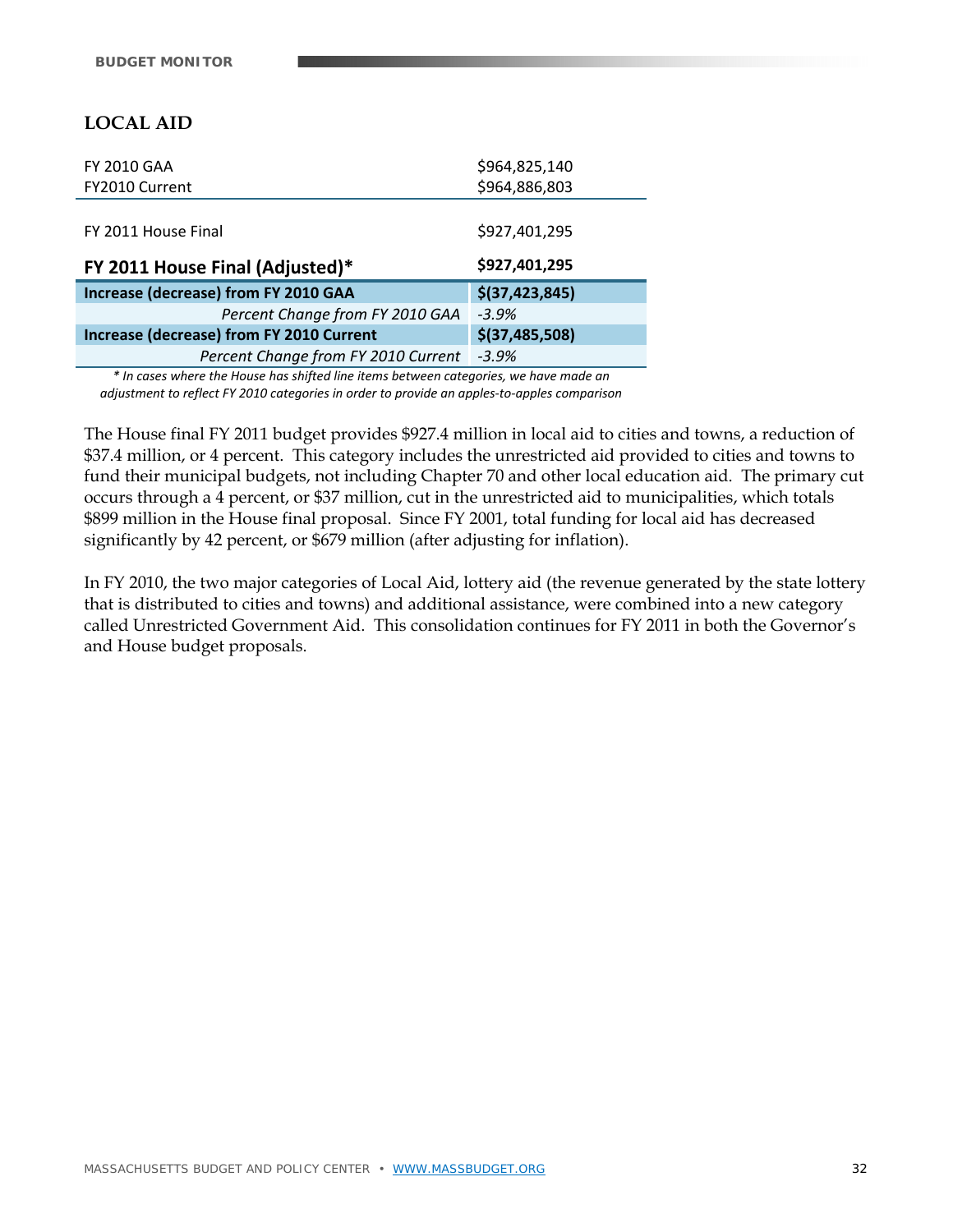## LOCAL AID

| | |
|---|---|
| FY 2010 GAA | $964,825,140 |
| FY2010 Current | $964,886,803 |
| FY 2011 House Final | $927,401,295 |
| **FY 2011 House Final (Adjusted)*** | **$927,401,295** |
| **Increase (decrease) from FY 2010 GAA** | **$(37,423,845)** |
| *Percent Change from FY 2010 GAA* | *-3.9%* |
| **Increase (decrease) from FY 2010 Current** | **$(37,485,508)** |
| *Percent Change from FY 2010 Current* | *-3.9%* |

*\* In cases where the House has shifted line items between categories, we have made an adjustment to reflect FY 2010 categories in order to provide an apples-to-apples comparison*

The House final FY 2011 budget provides $927.4 million in local aid to cities and towns, a reduction of $37.4 million, or 4 percent. This category includes the unrestricted aid provided to cities and towns to fund their municipal budgets, not including Chapter 70 and other local education aid. The primary cut occurs through a 4 percent, or $37 million, cut in the unrestricted aid to municipalities, which totals $899 million in the House final proposal. Since FY 2001, total funding for local aid has decreased significantly by 42 percent, or $679 million (after adjusting for inflation).

In FY 2010, the two major categories of Local Aid, lottery aid (the revenue generated by the state lottery that is distributed to cities and towns) and additional assistance, were combined into a new category called Unrestricted Government Aid. This consolidation continues for FY 2011 in both the Governor's and House budget proposals.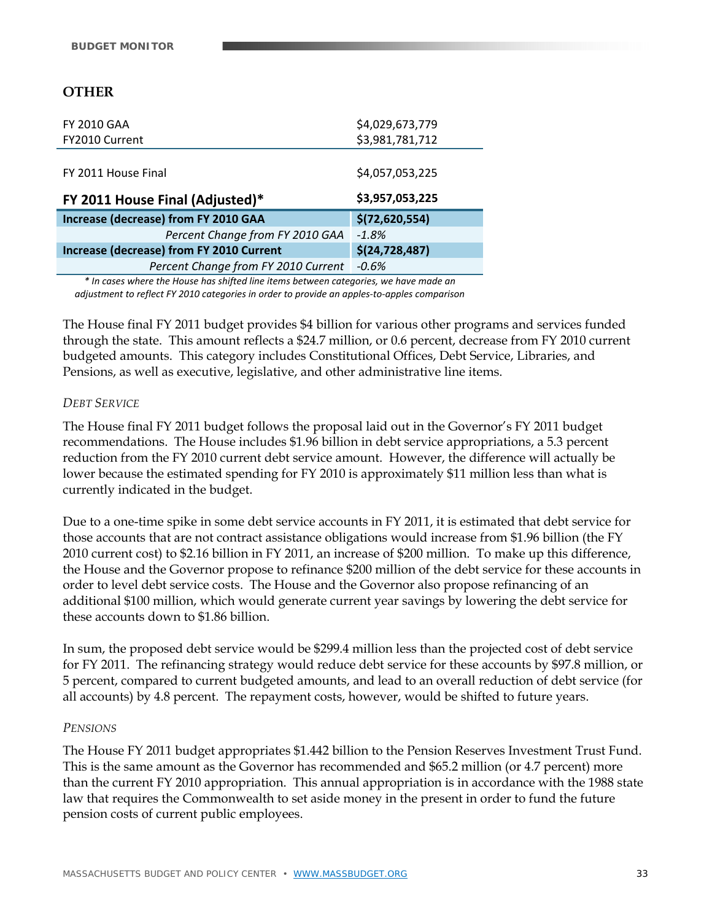## OTHER

| | |
|---|---|
| FY 2010 GAA | $4,029,673,779 |
| FY2010 Current | $3,981,781,712 |
| FY 2011 House Final | $4,057,053,225 |
| **FY 2011 House Final (Adjusted)*** | **$3,957,053,225** |
| **Increase (decrease) from FY 2010 GAA** | **$(72,620,554)** |
| *Percent Change from FY 2010 GAA* | *-1.8%* |
| **Increase (decrease) from FY 2010 Current** | **$(24,728,487)** |
| *Percent Change from FY 2010 Current* | *-0.6%* |

*\* In cases where the House has shifted line items between categories, we have made an adjustment to reflect FY 2010 categories in order to provide an apples-to-apples comparison*

The House final FY 2011 budget provides $4 billion for various other programs and services funded through the state. This amount reflects a $24.7 million, or 0.6 percent, decrease from FY 2010 current budgeted amounts. This category includes Constitutional Offices, Debt Service, Libraries, and Pensions, as well as executive, legislative, and other administrative line items.

### *Debt Service*

The House final FY 2011 budget follows the proposal laid out in the Governor's FY 2011 budget recommendations. The House includes $1.96 billion in debt service appropriations, a 5.3 percent reduction from the FY 2010 current debt service amount. However, the difference will actually be lower because the estimated spending for FY 2010 is approximately $11 million less than what is currently indicated in the budget.

Due to a one-time spike in some debt service accounts in FY 2011, it is estimated that debt service for those accounts that are not contract assistance obligations would increase from $1.96 billion (the FY 2010 current cost) to $2.16 billion in FY 2011, an increase of $200 million. To make up this difference, the House and the Governor propose to refinance $200 million of the debt service for these accounts in order to level debt service costs. The House and the Governor also propose refinancing of an additional $100 million, which would generate current year savings by lowering the debt service for these accounts down to $1.86 billion.

In sum, the proposed debt service would be $299.4 million less than the projected cost of debt service for FY 2011. The refinancing strategy would reduce debt service for these accounts by $97.8 million, or 5 percent, compared to current budgeted amounts, and lead to an overall reduction of debt service (for all accounts) by 4.8 percent. The repayment costs, however, would be shifted to future years.

### *Pensions*

The House FY 2011 budget appropriates $1.442 billion to the Pension Reserves Investment Trust Fund. This is the same amount as the Governor has recommended and $65.2 million (or 4.7 percent) more than the current FY 2010 appropriation. This annual appropriation is in accordance with the 1988 state law that requires the Commonwealth to set aside money in the present in order to fund the future pension costs of current public employees.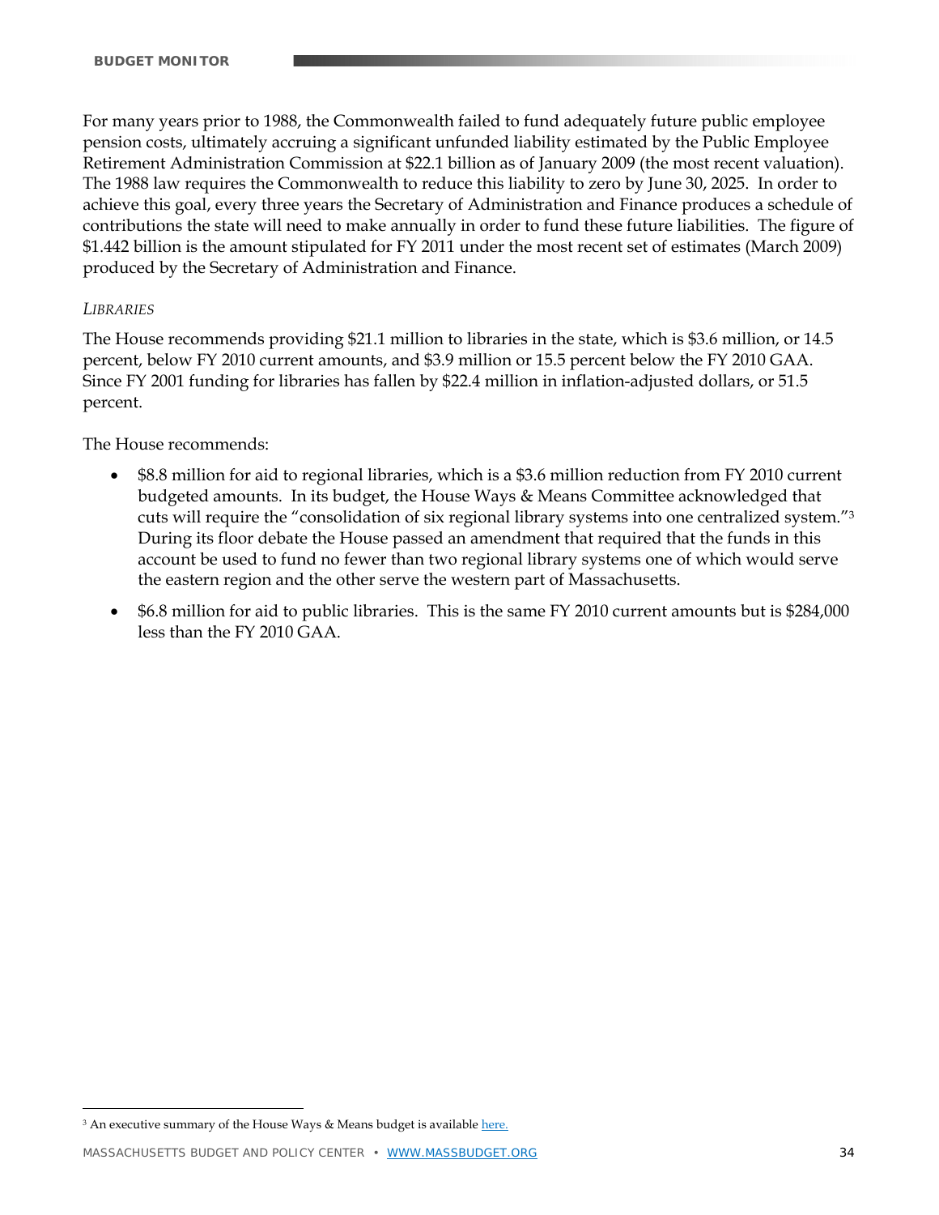For many years prior to 1988, the Commonwealth failed to fund adequately future public employee pension costs, ultimately accruing a significant unfunded liability estimated by the Public Employee Retirement Administration Commission at $22.1 billion as of January 2009 (the most recent valuation). The 1988 law requires the Commonwealth to reduce this liability to zero by June 30, 2025. In order to achieve this goal, every three years the Secretary of Administration and Finance produces a schedule of contributions the state will need to make annually in order to fund these future liabilities. The figure of $1.442 billion is the amount stipulated for FY 2011 under the most recent set of estimates (March 2009) produced by the Secretary of Administration and Finance.

*LIBRARIES*

The House recommends providing $21.1 million to libraries in the state, which is $3.6 million, or 14.5 percent, below FY 2010 current amounts, and $3.9 million or 15.5 percent below the FY 2010 GAA. Since FY 2001 funding for libraries has fallen by $22.4 million in inflation-adjusted dollars, or 51.5 percent.

The House recommends:

- $8.8 million for aid to regional libraries, which is a $3.6 million reduction from FY 2010 current budgeted amounts. In its budget, the House Ways & Means Committee acknowledged that cuts will require the "consolidation of six regional library systems into one centralized system."[3] During its floor debate the House passed an amendment that required that the funds in this account be used to fund no fewer than two regional library systems one of which would serve the eastern region and the other serve the western part of Massachusetts.
- $6.8 million for aid to public libraries. This is the same FY 2010 current amounts but is $284,000 less than the FY 2010 GAA.

---

[3] An executive summary of the House Ways & Means budget is available here.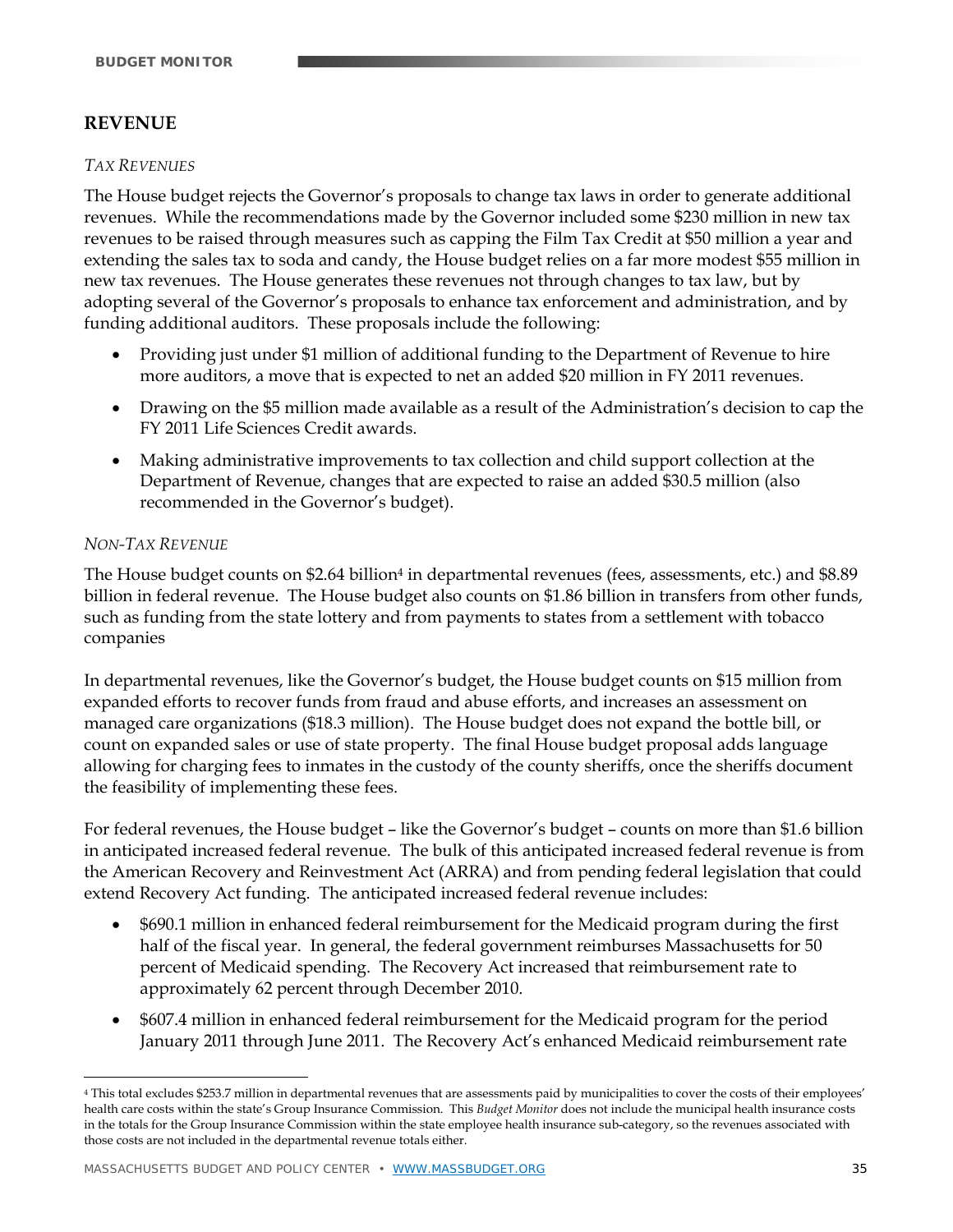## REVENUE

*TAX REVENUES*

The House budget rejects the Governor's proposals to change tax laws in order to generate additional revenues. While the recommendations made by the Governor included some $230 million in new tax revenues to be raised through measures such as capping the Film Tax Credit at $50 million a year and extending the sales tax to soda and candy, the House budget relies on a far more modest $55 million in new tax revenues. The House generates these revenues not through changes to tax law, but by adopting several of the Governor's proposals to enhance tax enforcement and administration, and by funding additional auditors. These proposals include the following:

- Providing just under $1 million of additional funding to the Department of Revenue to hire more auditors, a move that is expected to net an added $20 million in FY 2011 revenues.
- Drawing on the $5 million made available as a result of the Administration's decision to cap the FY 2011 Life Sciences Credit awards.
- Making administrative improvements to tax collection and child support collection at the Department of Revenue, changes that are expected to raise an added $30.5 million (also recommended in the Governor's budget).

*NON-TAX REVENUE*

The House budget counts on $2.64 billion[4] in departmental revenues (fees, assessments, etc.) and $8.89 billion in federal revenue. The House budget also counts on $1.86 billion in transfers from other funds, such as funding from the state lottery and from payments to states from a settlement with tobacco companies

In departmental revenues, like the Governor's budget, the House budget counts on $15 million from expanded efforts to recover funds from fraud and abuse efforts, and increases an assessment on managed care organizations ($18.3 million). The House budget does not expand the bottle bill, or count on expanded sales or use of state property. The final House budget proposal adds language allowing for charging fees to inmates in the custody of the county sheriffs, once the sheriffs document the feasibility of implementing these fees.

For federal revenues, the House budget – like the Governor's budget – counts on more than $1.6 billion in anticipated increased federal revenue. The bulk of this anticipated increased federal revenue is from the American Recovery and Reinvestment Act (ARRA) and from pending federal legislation that could extend Recovery Act funding. The anticipated increased federal revenue includes:

- $690.1 million in enhanced federal reimbursement for the Medicaid program during the first half of the fiscal year. In general, the federal government reimburses Massachusetts for 50 percent of Medicaid spending. The Recovery Act increased that reimbursement rate to approximately 62 percent through December 2010.
- $607.4 million in enhanced federal reimbursement for the Medicaid program for the period January 2011 through June 2011. The Recovery Act's enhanced Medicaid reimbursement rate

[4] This total excludes $253.7 million in departmental revenues that are assessments paid by municipalities to cover the costs of their employees' health care costs within the state's Group Insurance Commission. This *Budget Monitor* does not include the municipal health insurance costs in the totals for the Group Insurance Commission within the state employee health insurance sub-category, so the revenues associated with those costs are not included in the departmental revenue totals either.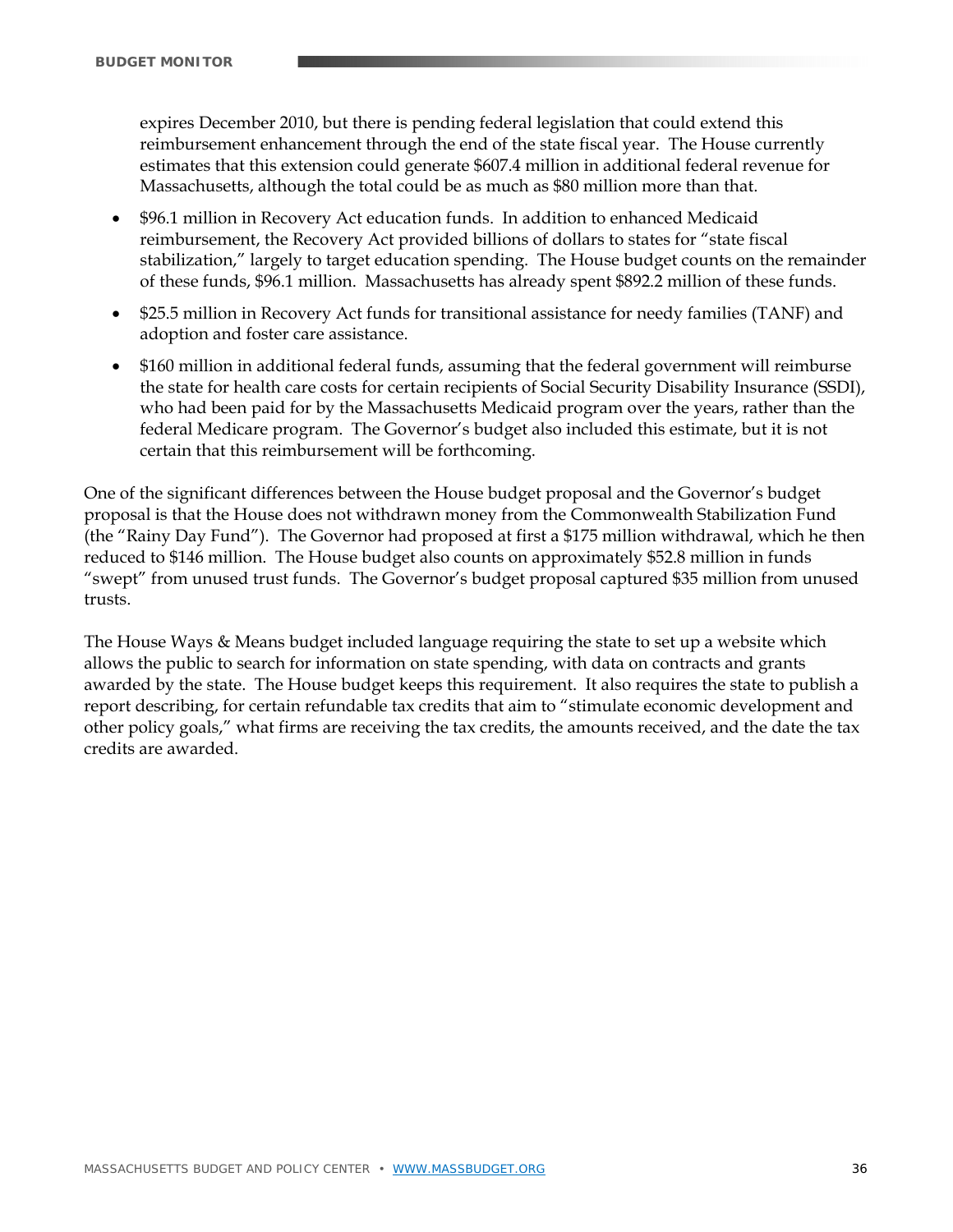expires December 2010, but there is pending federal legislation that could extend this reimbursement enhancement through the end of the state fiscal year. The House currently estimates that this extension could generate $607.4 million in additional federal revenue for Massachusetts, although the total could be as much as $80 million more than that.

- $96.1 million in Recovery Act education funds. In addition to enhanced Medicaid reimbursement, the Recovery Act provided billions of dollars to states for "state fiscal stabilization," largely to target education spending. The House budget counts on the remainder of these funds, $96.1 million. Massachusetts has already spent $892.2 million of these funds.
- $25.5 million in Recovery Act funds for transitional assistance for needy families (TANF) and adoption and foster care assistance.
- $160 million in additional federal funds, assuming that the federal government will reimburse the state for health care costs for certain recipients of Social Security Disability Insurance (SSDI), who had been paid for by the Massachusetts Medicaid program over the years, rather than the federal Medicare program. The Governor's budget also included this estimate, but it is not certain that this reimbursement will be forthcoming.

One of the significant differences between the House budget proposal and the Governor's budget proposal is that the House does not withdrawn money from the Commonwealth Stabilization Fund (the "Rainy Day Fund"). The Governor had proposed at first a $175 million withdrawal, which he then reduced to $146 million. The House budget also counts on approximately $52.8 million in funds "swept" from unused trust funds. The Governor's budget proposal captured $35 million from unused trusts.

The House Ways & Means budget included language requiring the state to set up a website which allows the public to search for information on state spending, with data on contracts and grants awarded by the state. The House budget keeps this requirement. It also requires the state to publish a report describing, for certain refundable tax credits that aim to "stimulate economic development and other policy goals," what firms are receiving the tax credits, the amounts received, and the date the tax credits are awarded.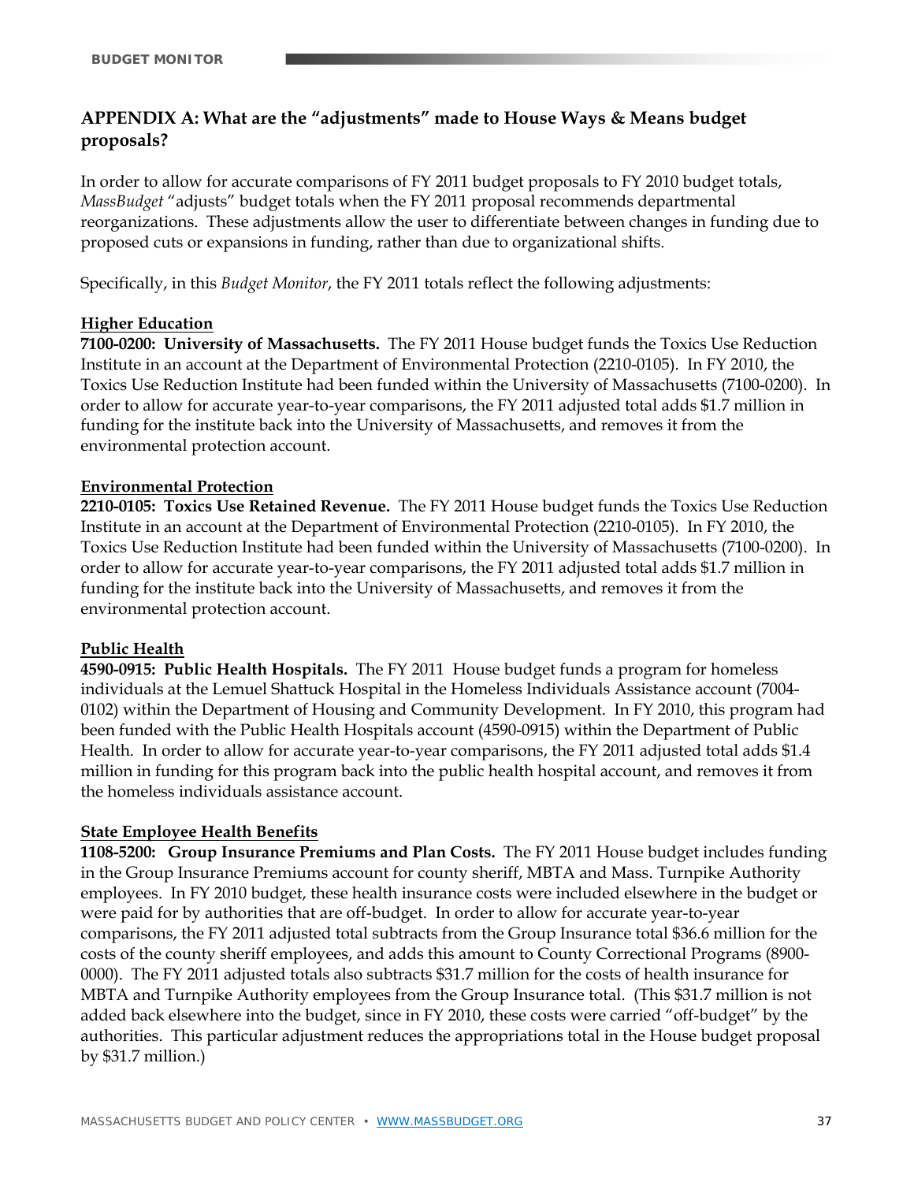## APPENDIX A: What are the "adjustments" made to House Ways & Means budget proposals?

In order to allow for accurate comparisons of FY 2011 budget proposals to FY 2010 budget totals, *MassBudget* "adjusts" budget totals when the FY 2011 proposal recommends departmental reorganizations. These adjustments allow the user to differentiate between changes in funding due to proposed cuts or expansions in funding, rather than due to organizational shifts.

Specifically, in this *Budget Monitor*, the FY 2011 totals reflect the following adjustments:

**Higher Education**

**7100-0200: University of Massachusetts.** The FY 2011 House budget funds the Toxics Use Reduction Institute in an account at the Department of Environmental Protection (2210-0105). In FY 2010, the Toxics Use Reduction Institute had been funded within the University of Massachusetts (7100-0200). In order to allow for accurate year-to-year comparisons, the FY 2011 adjusted total adds $1.7 million in funding for the institute back into the University of Massachusetts, and removes it from the environmental protection account.

**Environmental Protection**

**2210-0105: Toxics Use Retained Revenue.** The FY 2011 House budget funds the Toxics Use Reduction Institute in an account at the Department of Environmental Protection (2210-0105). In FY 2010, the Toxics Use Reduction Institute had been funded within the University of Massachusetts (7100-0200). In order to allow for accurate year-to-year comparisons, the FY 2011 adjusted total adds $1.7 million in funding for the institute back into the University of Massachusetts, and removes it from the environmental protection account.

**Public Health**

**4590-0915: Public Health Hospitals.** The FY 2011 House budget funds a program for homeless individuals at the Lemuel Shattuck Hospital in the Homeless Individuals Assistance account (7004-0102) within the Department of Housing and Community Development. In FY 2010, this program had been funded with the Public Health Hospitals account (4590-0915) within the Department of Public Health. In order to allow for accurate year-to-year comparisons, the FY 2011 adjusted total adds $1.4 million in funding for this program back into the public health hospital account, and removes it from the homeless individuals assistance account.

**State Employee Health Benefits**

**1108-5200: Group Insurance Premiums and Plan Costs.** The FY 2011 House budget includes funding in the Group Insurance Premiums account for county sheriff, MBTA and Mass. Turnpike Authority employees. In FY 2010 budget, these health insurance costs were included elsewhere in the budget or were paid for by authorities that are off-budget. In order to allow for accurate year-to-year comparisons, the FY 2011 adjusted total subtracts from the Group Insurance total $36.6 million for the costs of the county sheriff employees, and adds this amount to County Correctional Programs (8900-0000). The FY 2011 adjusted totals also subtracts $31.7 million for the costs of health insurance for MBTA and Turnpike Authority employees from the Group Insurance total. (This $31.7 million is not added back elsewhere into the budget, since in FY 2010, these costs were carried "off-budget" by the authorities. This particular adjustment reduces the appropriations total in the House budget proposal by $31.7 million.)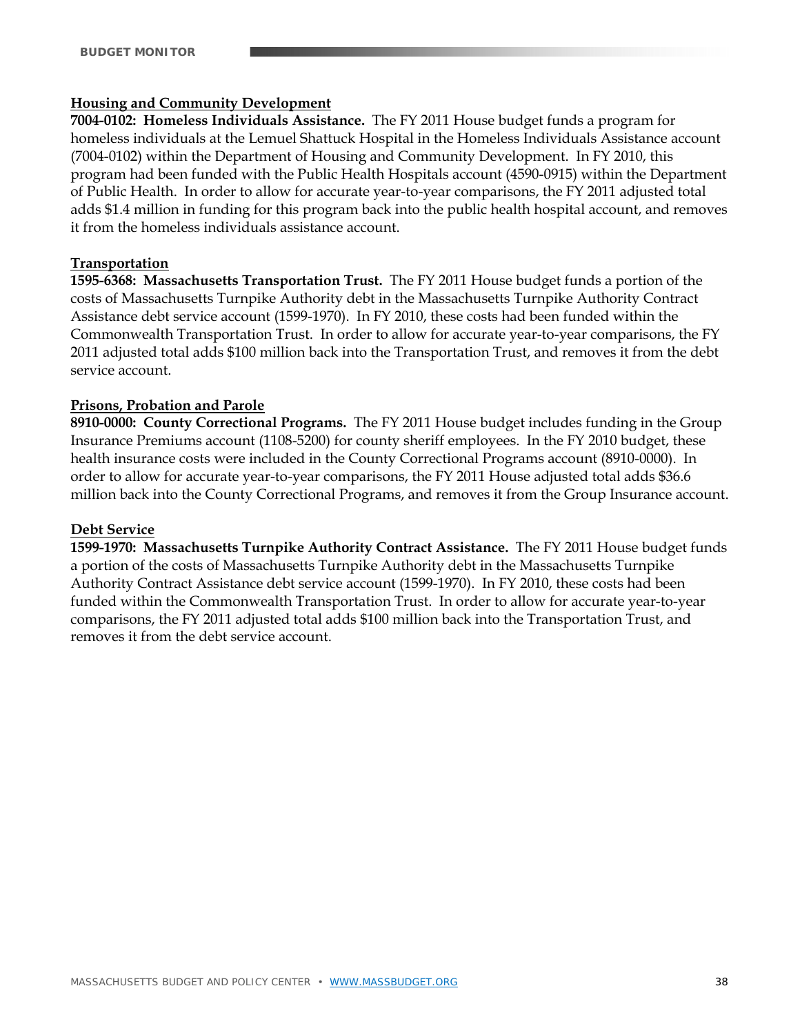**Housing and Community Development**

**7004-0102: Homeless Individuals Assistance.** The FY 2011 House budget funds a program for homeless individuals at the Lemuel Shattuck Hospital in the Homeless Individuals Assistance account (7004-0102) within the Department of Housing and Community Development. In FY 2010, this program had been funded with the Public Health Hospitals account (4590-0915) within the Department of Public Health. In order to allow for accurate year-to-year comparisons, the FY 2011 adjusted total adds $1.4 million in funding for this program back into the public health hospital account, and removes it from the homeless individuals assistance account.

**Transportation**

**1595-6368: Massachusetts Transportation Trust.** The FY 2011 House budget funds a portion of the costs of Massachusetts Turnpike Authority debt in the Massachusetts Turnpike Authority Contract Assistance debt service account (1599-1970). In FY 2010, these costs had been funded within the Commonwealth Transportation Trust. In order to allow for accurate year-to-year comparisons, the FY 2011 adjusted total adds $100 million back into the Transportation Trust, and removes it from the debt service account.

**Prisons, Probation and Parole**

**8910-0000: County Correctional Programs.** The FY 2011 House budget includes funding in the Group Insurance Premiums account (1108-5200) for county sheriff employees. In the FY 2010 budget, these health insurance costs were included in the County Correctional Programs account (8910-0000). In order to allow for accurate year-to-year comparisons, the FY 2011 House adjusted total adds $36.6 million back into the County Correctional Programs, and removes it from the Group Insurance account.

**Debt Service**

**1599-1970: Massachusetts Turnpike Authority Contract Assistance.** The FY 2011 House budget funds a portion of the costs of Massachusetts Turnpike Authority debt in the Massachusetts Turnpike Authority Contract Assistance debt service account (1599-1970). In FY 2010, these costs had been funded within the Commonwealth Transportation Trust. In order to allow for accurate year-to-year comparisons, the FY 2011 adjusted total adds $100 million back into the Transportation Trust, and removes it from the debt service account.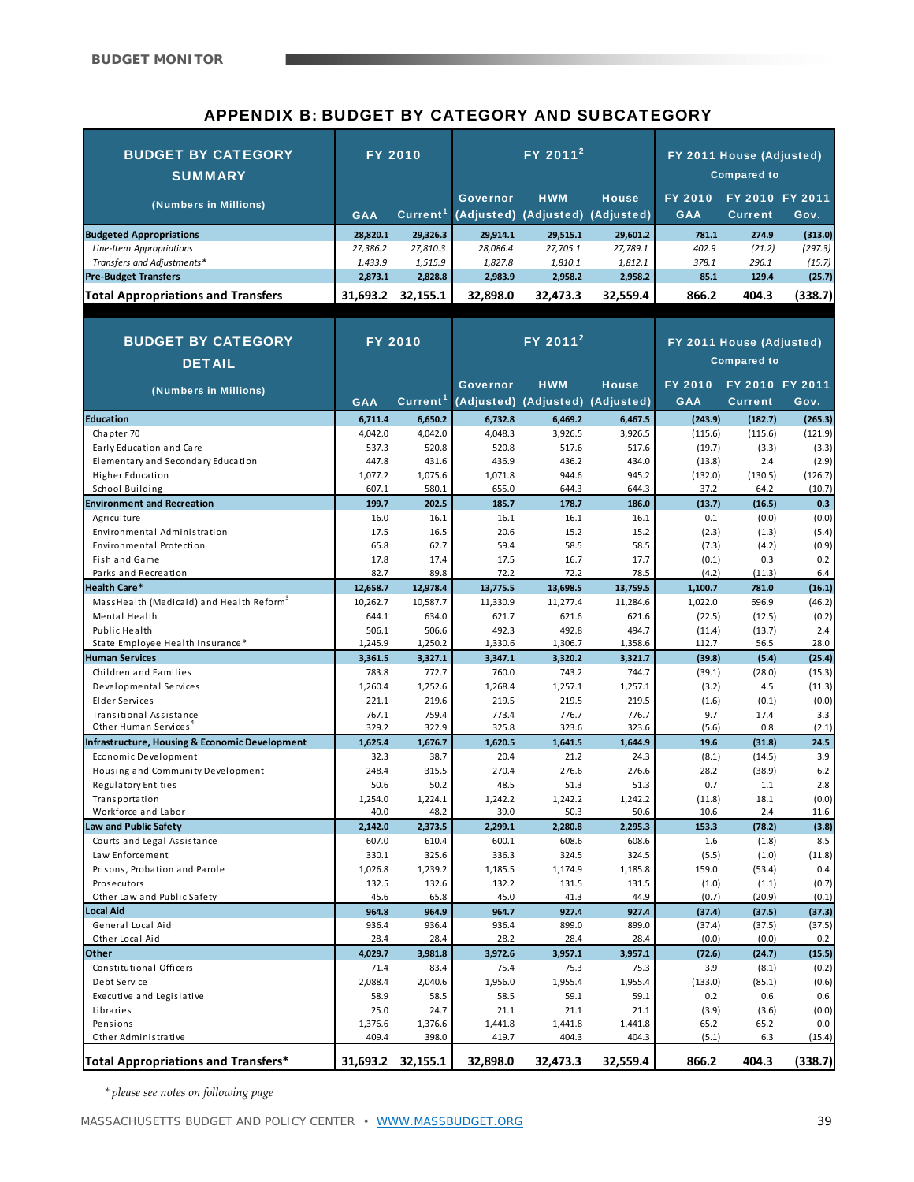## APPENDIX B: BUDGET BY CATEGORY AND SUBCATEGORY

| BUDGET BY CATEGORY SUMMARY (Numbers in Millions) | FY 2010 | | FY 2011[2] | | | FY 2011 House (Adjusted) Compared to | | |
|---|---|---|---|---|---|---|---|---|
| | GAA | Current[1] | Governor (Adjusted) | HWM (Adjusted) | House (Adjusted) | FY 2010 GAA | FY 2010 Current | FY 2011 Gov. |
| **Budgeted Appropriations** | **28,820.1** | **29,326.3** | **29,914.1** | **29,515.1** | **29,601.2** | **781.1** | **274.9** | **(313.0)** |
| *Line-Item Appropriations* | *27,386.2* | *27,810.3* | *28,086.4* | *27,705.1* | *27,789.1* | *402.9* | *(21.2)* | *(297.3)* |
| *Transfers and Adjustments** | *1,433.9* | *1,515.9* | *1,827.8* | *1,810.1* | *1,812.1* | *378.1* | *296.1* | *(15.7)* |
| **Pre-Budget Transfers** | **2,873.1** | **2,828.8** | **2,983.9** | **2,958.2** | **2,958.2** | **85.1** | **129.4** | **(25.7)** |
| **Total Appropriations and Transfers** | **31,693.2** | **32,155.1** | **32,898.0** | **32,473.3** | **32,559.4** | **866.2** | **404.3** | **(338.7)** |

| BUDGET BY CATEGORY DETAIL (Numbers in Millions) | FY 2010 | | FY 2011[2] | | | FY 2011 House (Adjusted) Compared to | | |
|---|---|---|---|---|---|---|---|---|
| | GAA | Current[1] | Governor (Adjusted) | HWM (Adjusted) | House (Adjusted) | FY 2010 GAA | FY 2010 Current | FY 2011 Gov. |
| **Education** | **6,711.4** | **6,650.2** | **6,732.8** | **6,469.2** | **6,467.5** | **(243.9)** | **(182.7)** | **(265.3)** |
| Chapter 70 | 4,042.0 | 4,042.0 | 4,048.3 | 3,926.5 | 3,926.5 | (115.6) | (115.6) | (121.9) |
| Early Education and Care | 537.3 | 520.8 | 520.8 | 517.6 | 517.6 | (19.7) | (3.3) | (3.3) |
| Elementary and Secondary Education | 447.8 | 431.6 | 436.9 | 436.2 | 434.0 | (13.8) | 2.4 | (2.9) |
| Higher Education | 1,077.2 | 1,075.6 | 1,071.8 | 944.6 | 945.2 | (132.0) | (130.5) | (126.7) |
| School Building | 607.1 | 580.1 | 655.0 | 644.3 | 644.3 | 37.2 | 64.2 | (10.7) |
| **Environment and Recreation** | **199.7** | **202.5** | **185.7** | **178.7** | **186.0** | **(13.7)** | **(16.5)** | **0.3** |
| Agriculture | 16.0 | 16.1 | 16.1 | 16.1 | 16.1 | 0.1 | (0.0) | (0.0) |
| Environmental Administration | 17.5 | 16.5 | 20.6 | 15.2 | 15.2 | (2.3) | (1.3) | (5.4) |
| Environmental Protection | 65.8 | 62.7 | 59.4 | 58.5 | 58.5 | (7.3) | (4.2) | (0.9) |
| Fish and Game | 17.8 | 17.4 | 17.5 | 16.7 | 17.7 | (0.1) | 0.3 | 0.2 |
| Parks and Recreation | 82.7 | 89.8 | 72.2 | 72.2 | 78.5 | (4.2) | (11.3) | 6.4 |
| **Health Care*** | **12,658.7** | **12,978.4** | **13,775.5** | **13,698.5** | **13,759.5** | **1,100.7** | **781.0** | **(16.1)** |
| MassHealth (Medicaid) and Health Reform[3] | 10,262.7 | 10,587.7 | 11,330.9 | 11,277.4 | 11,284.6 | 1,022.0 | 696.9 | (46.2) |
| Mental Health | 644.1 | 634.0 | 621.7 | 621.6 | 621.6 | (22.5) | (12.5) | (0.2) |
| Public Health | 506.1 | 506.6 | 492.3 | 492.8 | 494.7 | (11.4) | (13.7) | 2.4 |
| State Employee Health Insurance* | 1,245.9 | 1,250.2 | 1,330.6 | 1,306.7 | 1,358.6 | 112.7 | 56.5 | 28.0 |
| **Human Services** | **3,361.5** | **3,327.1** | **3,347.1** | **3,320.2** | **3,321.7** | **(39.8)** | **(5.4)** | **(25.4)** |
| Children and Families | 783.8 | 772.7 | 760.0 | 743.2 | 744.7 | (39.1) | (28.0) | (15.3) |
| Developmental Services | 1,260.4 | 1,252.6 | 1,268.4 | 1,257.1 | 1,257.1 | (3.2) | 4.5 | (11.3) |
| Elder Services | 221.1 | 219.6 | 219.5 | 219.5 | 219.5 | (1.6) | (0.1) | (0.0) |
| Transitional Assistance | 767.1 | 759.4 | 773.4 | 776.7 | 776.7 | 9.7 | 17.4 | 3.3 |
| Other Human Services[4] | 329.2 | 322.9 | 325.8 | 323.6 | 323.6 | (5.6) | 0.8 | (2.1) |
| **Infrastructure, Housing & Economic Development** | **1,625.4** | **1,676.7** | **1,620.5** | **1,641.5** | **1,644.9** | **19.6** | **(31.8)** | **24.5** |
| Economic Development | 32.3 | 38.7 | 20.4 | 21.2 | 24.3 | (8.1) | (14.5) | 3.9 |
| Housing and Community Development | 248.4 | 315.5 | 270.4 | 276.6 | 276.6 | 28.2 | (38.9) | 6.2 |
| Regulatory Entities | 50.6 | 50.2 | 48.5 | 51.3 | 51.3 | 0.7 | 1.1 | 2.8 |
| Transportation | 1,254.0 | 1,224.1 | 1,242.2 | 1,242.2 | 1,242.2 | (11.8) | 18.1 | (0.0) |
| Workforce and Labor | 40.0 | 48.2 | 39.0 | 50.3 | 50.6 | 10.6 | 2.4 | 11.6 |
| **Law and Public Safety** | **2,142.0** | **2,373.5** | **2,299.1** | **2,280.8** | **2,295.3** | **153.3** | **(78.2)** | **(3.8)** |
| Courts and Legal Assistance | 607.0 | 610.4 | 600.1 | 608.6 | 608.6 | 1.6 | (1.8) | 8.5 |
| Law Enforcement | 330.1 | 325.6 | 336.3 | 324.5 | 324.5 | (5.5) | (1.0) | (11.8) |
| Prisons, Probation and Parole | 1,026.8 | 1,239.2 | 1,185.5 | 1,174.9 | 1,185.8 | 159.0 | (53.4) | 0.4 |
| Prosecutors | 132.5 | 132.6 | 132.2 | 131.5 | 131.5 | (1.0) | (1.1) | (0.7) |
| Other Law and Public Safety | 45.6 | 65.8 | 45.0 | 41.3 | 44.9 | (0.7) | (20.9) | (0.1) |
| **Local Aid** | **964.8** | **964.9** | **964.7** | **927.4** | **927.4** | **(37.4)** | **(37.5)** | **(37.3)** |
| General Local Aid | 936.4 | 936.4 | 936.4 | 899.0 | 899.0 | (37.4) | (37.5) | (37.5) |
| Other Local Aid | 28.4 | 28.4 | 28.2 | 28.4 | 28.4 | (0.0) | (0.0) | 0.2 |
| **Other** | **4,029.7** | **3,981.8** | **3,972.6** | **3,957.1** | **3,957.1** | **(72.6)** | **(24.7)** | **(15.5)** |
| Constitutional Officers | 71.4 | 83.4 | 75.4 | 75.3 | 75.3 | 3.9 | (8.1) | (0.2) |
| Debt Service | 2,088.4 | 2,040.6 | 1,956.0 | 1,955.4 | 1,955.4 | (133.0) | (85.1) | (0.6) |
| Executive and Legislative | 58.9 | 58.5 | 58.5 | 59.1 | 59.1 | 0.2 | 0.6 | 0.6 |
| Libraries | 25.0 | 24.7 | 21.1 | 21.1 | 21.1 | (3.9) | (3.6) | (0.0) |
| Pensions | 1,376.6 | 1,376.6 | 1,441.8 | 1,441.8 | 1,441.8 | 65.2 | 65.2 | 0.0 |
| Other Administrative | 409.4 | 398.0 | 419.7 | 404.3 | 404.3 | (5.1) | 6.3 | (15.4) |
| **Total Appropriations and Transfers*** | **31,693.2** | **32,155.1** | **32,898.0** | **32,473.3** | **32,559.4** | **866.2** | **404.3** | **(338.7)** |

*\* please see notes on following page*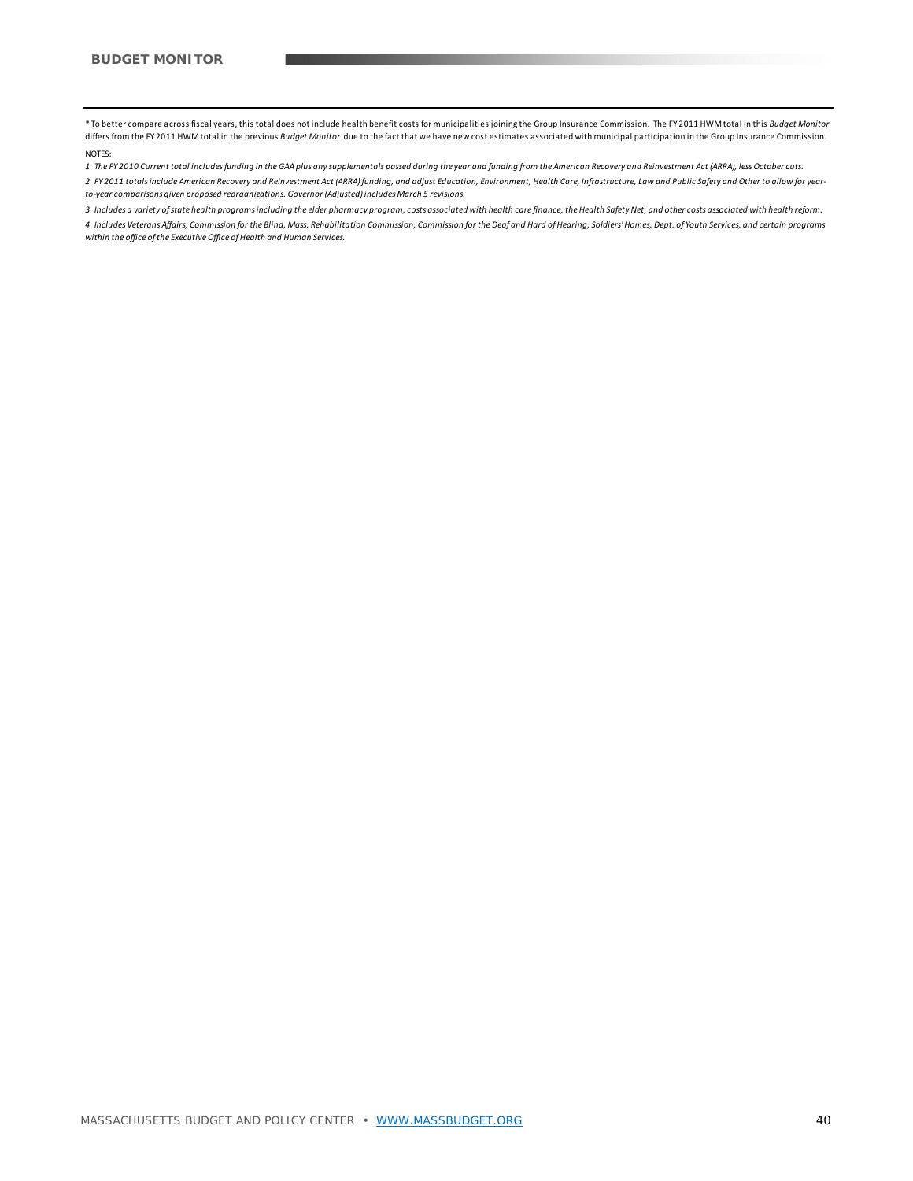* To better compare across fiscal years, this total does not include health benefit costs for municipalities joining the Group Insurance Commission. The FY 2011 HWM total in this *Budget Monitor* differs from the FY 2011 HWM total in the previous *Budget Monitor* due to the fact that we have new cost estimates associated with municipal participation in the Group Insurance Commission.

NOTES:

*1. The FY 2010 Current total includes funding in the GAA plus any supplementals passed during the year and funding from the American Recovery and Reinvestment Act (ARRA), less October cuts.*

*2. FY 2011 totals include American Recovery and Reinvestment Act (ARRA) funding, and adjust Education, Environment, Health Care, Infrastructure, Law and Public Safety and Other to allow for year-to-year comparisons given proposed reorganizations. Governor (Adjusted) includes March 5 revisions.*

*3. Includes a variety of state health programs including the elder pharmacy program, costs associated with health care finance, the Health Safety Net, and other costs associated with health reform.*

*4. Includes Veterans Affairs, Commission for the Blind, Mass. Rehabilitation Commission, Commission for the Deaf and Hard of Hearing, Soldiers' Homes, Dept. of Youth Services, and certain programs within the office of the Executive Office of Health and Human Services.*